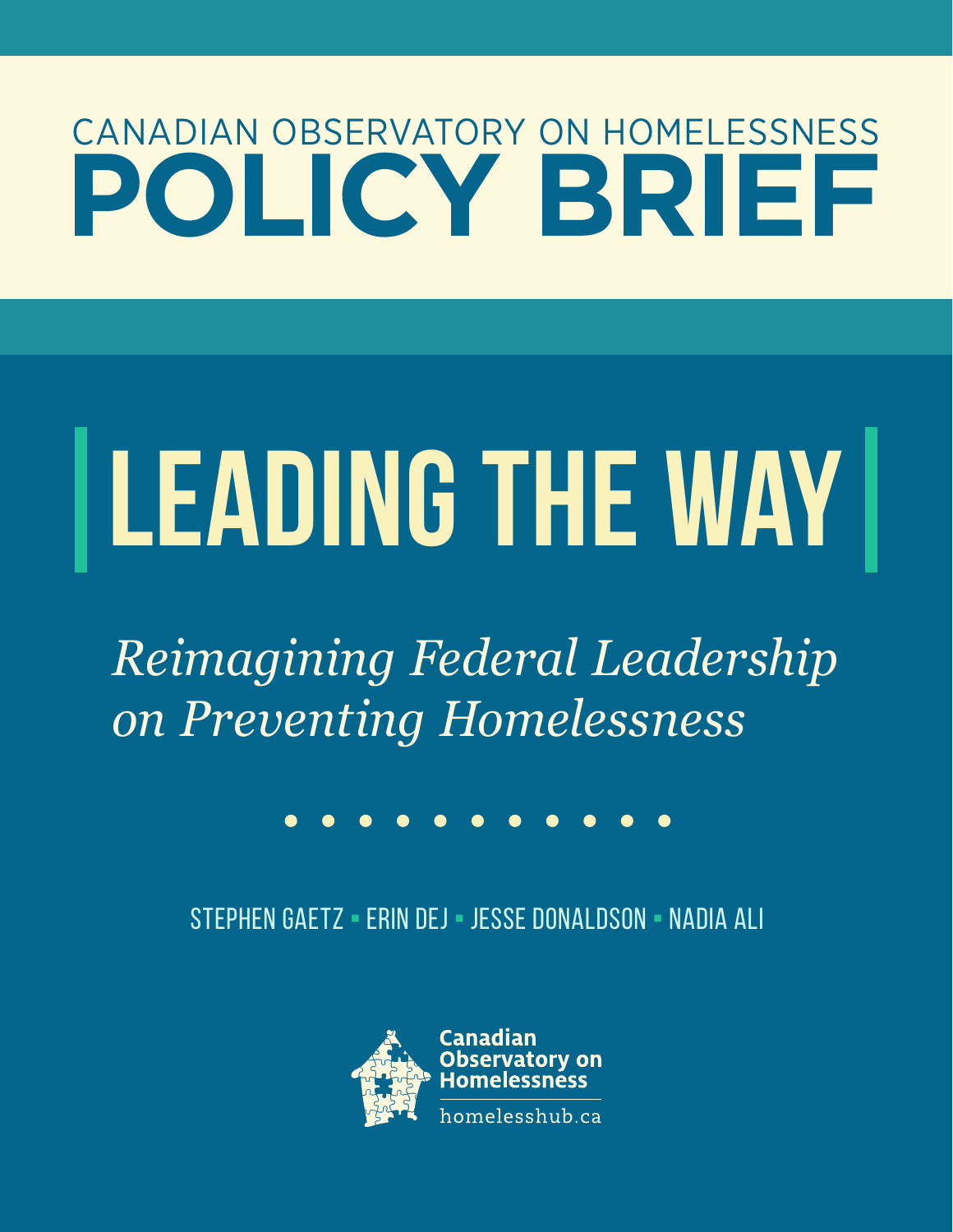CANADIAN OBSERVATORY ON HOMELESSNESS

# POLICY BRIEF

# LEADING THE WAY

*Reimagining Federal Leadership on Preventing Homelessness*

STEPHEN GAETZ ▪ ERIN DEJ ▪ JESSE DONALDSON ▪ NADIA ALI

Canadian Observatory on Homelessness

homelesshub.ca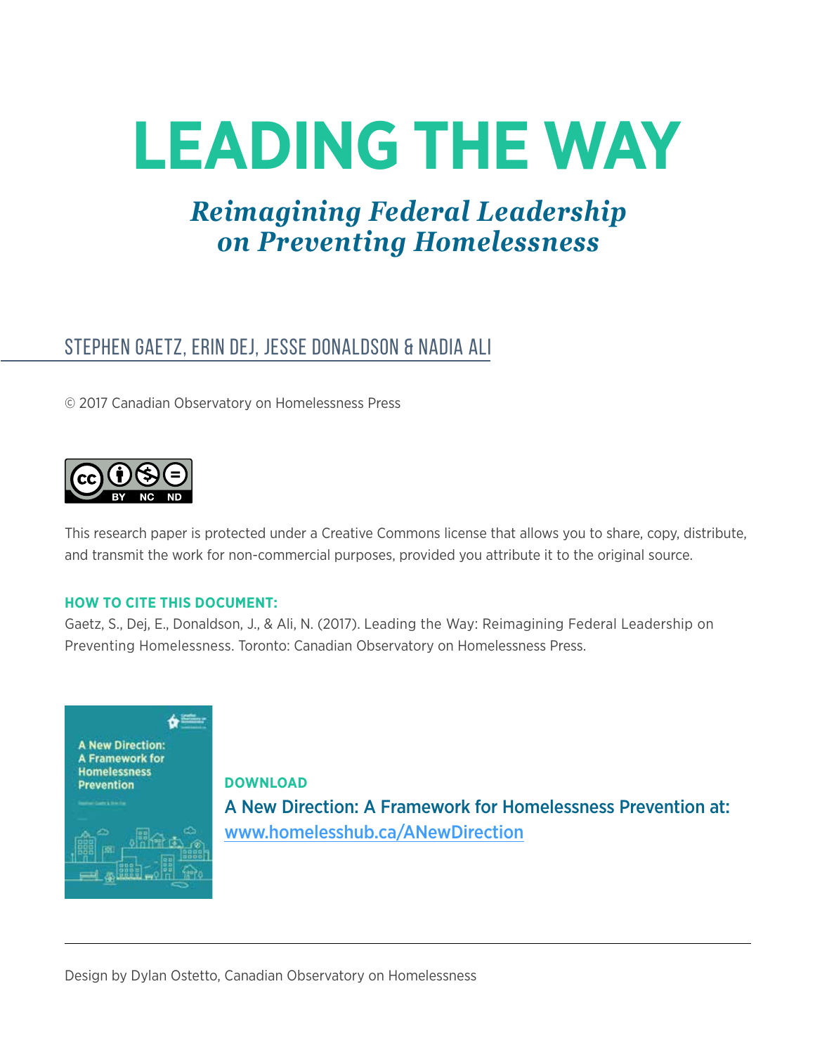# LEADING THE WAY

## *Reimagining Federal Leadership on Preventing Homelessness*

STEPHEN GAETZ, ERIN DEJ, JESSE DONALDSON & NADIA ALI

© 2017 Canadian Observatory on Homelessness Press

This research paper is protected under a Creative Commons license that allows you to share, copy, distribute, and transmit the work for non-commercial purposes, provided you attribute it to the original source.

**HOW TO CITE THIS DOCUMENT:**

Gaetz, S., Dej, E., Donaldson, J., & Ali, N. (2017). Leading the Way: Reimagining Federal Leadership on Preventing Homelessness. Toronto: Canadian Observatory on Homelessness Press.

**DOWNLOAD**

**A New Direction: A Framework for Homelessness Prevention at:** www.homelesshub.ca/ANewDirection

Design by Dylan Ostetto, Canadian Observatory on Homelessness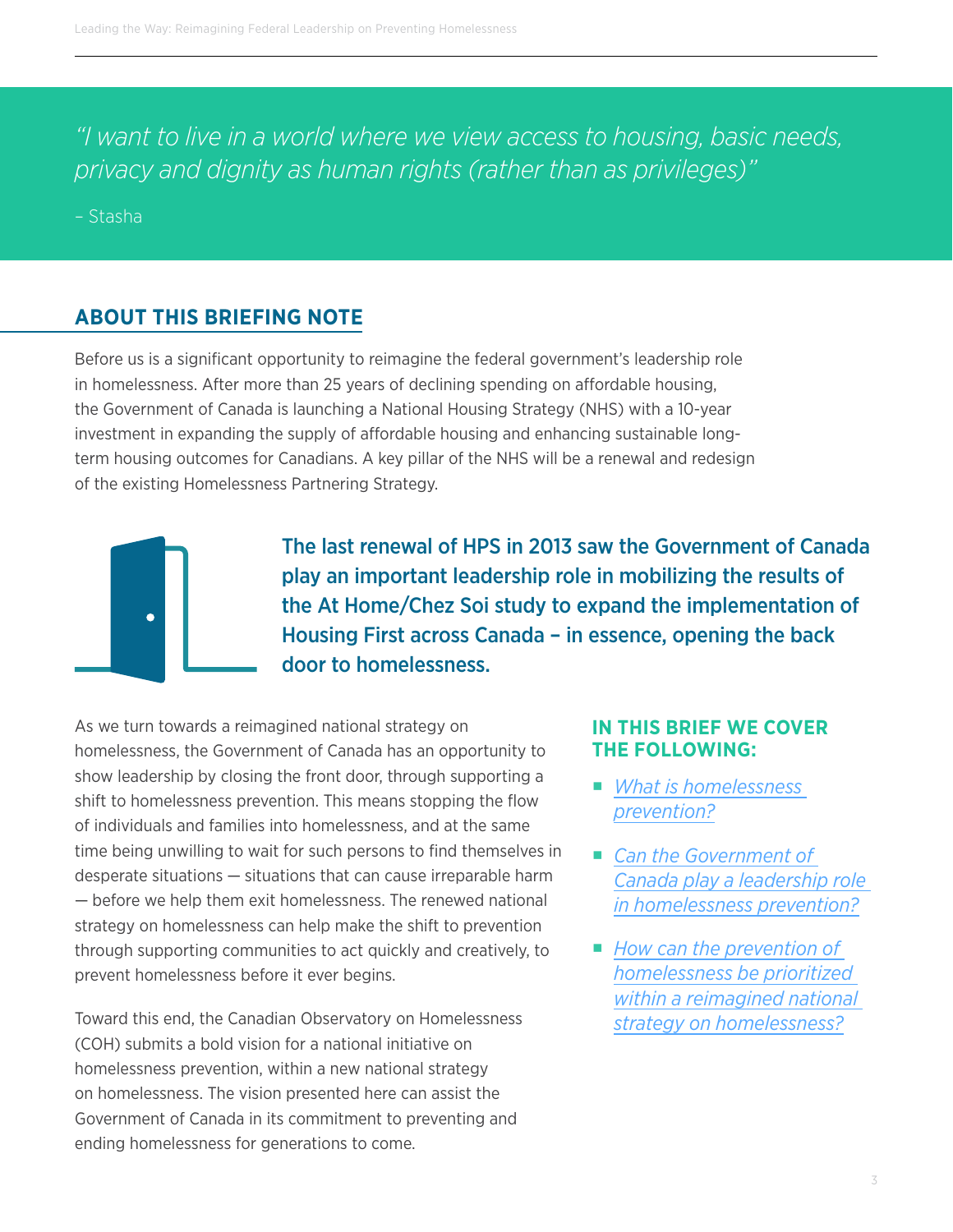*“I want to live in a world where we view access to housing, basic needs, privacy and dignity as human rights (rather than as privileges)”*

– Stasha

## ABOUT THIS BRIEFING NOTE

Before us is a significant opportunity to reimagine the federal government’s leadership role in homelessness. After more than 25 years of declining spending on affordable housing, the Government of Canada is launching a National Housing Strategy (NHS) with a 10-year investment in expanding the supply of affordable housing and enhancing sustainable long-term housing outcomes for Canadians. A key pillar of the NHS will be a renewal and redesign of the existing Homelessness Partnering Strategy.

**The last renewal of HPS in 2013 saw the Government of Canada play an important leadership role in mobilizing the results of the At Home/Chez Soi study to expand the implementation of Housing First across Canada – in essence, opening the back door to homelessness.**

As we turn towards a reimagined national strategy on homelessness, the Government of Canada has an opportunity to show leadership by closing the front door, through supporting a shift to homelessness prevention. This means stopping the flow of individuals and families into homelessness, and at the same time being unwilling to wait for such persons to find themselves in desperate situations — situations that can cause irreparable harm — before we help them exit homelessness. The renewed national strategy on homelessness can help make the shift to prevention through supporting communities to act quickly and creatively, to prevent homelessness before it ever begins.

Toward this end, the Canadian Observatory on Homelessness (COH) submits a bold vision for a national initiative on homelessness prevention, within a new national strategy on homelessness. The vision presented here can assist the Government of Canada in its commitment to preventing and ending homelessness for generations to come.

### IN THIS BRIEF WE COVER THE FOLLOWING:

- *What is homelessness prevention?*
- *Can the Government of Canada play a leadership role in homelessness prevention?*
- *How can the prevention of homelessness be prioritized within a reimagined national strategy on homelessness?*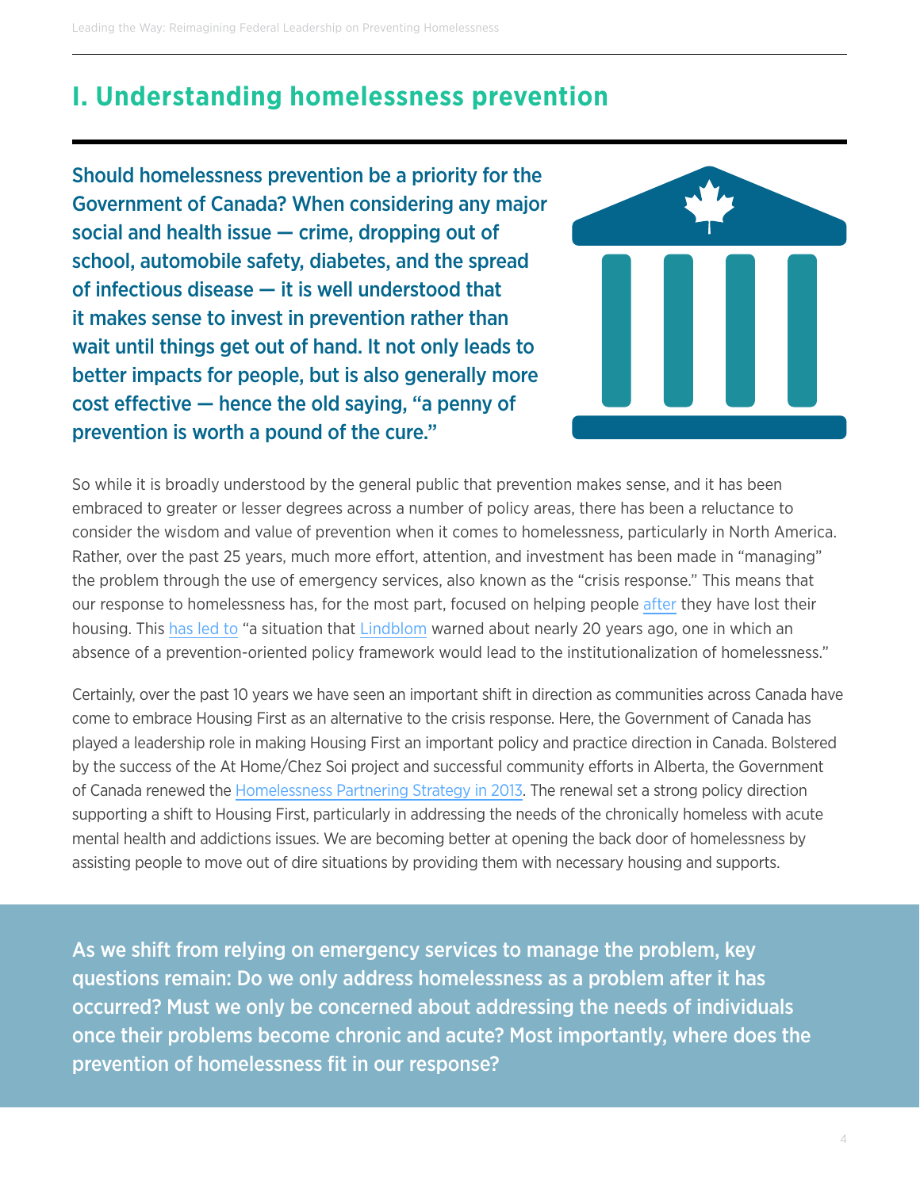# I. Understanding homelessness prevention

**Should homelessness prevention be a priority for the Government of Canada? When considering any major social and health issue — crime, dropping out of school, automobile safety, diabetes, and the spread of infectious disease — it is well understood that it makes sense to invest in prevention rather than wait until things get out of hand. It not only leads to better impacts for people, but is also generally more cost effective — hence the old saying, "a penny of prevention is worth a pound of the cure."**

So while it is broadly understood by the general public that prevention makes sense, and it has been embraced to greater or lesser degrees across a number of policy areas, there has been a reluctance to consider the wisdom and value of prevention when it comes to homelessness, particularly in North America. Rather, over the past 25 years, much more effort, attention, and investment has been made in "managing" the problem through the use of emergency services, also known as the "crisis response." This means that our response to homelessness has, for the most part, focused on helping people after they have lost their housing. This has led to "a situation that Lindblom warned about nearly 20 years ago, one in which an absence of a prevention-oriented policy framework would lead to the institutionalization of homelessness."

Certainly, over the past 10 years we have seen an important shift in direction as communities across Canada have come to embrace Housing First as an alternative to the crisis response. Here, the Government of Canada has played a leadership role in making Housing First an important policy and practice direction in Canada. Bolstered by the success of the At Home/Chez Soi project and successful community efforts in Alberta, the Government of Canada renewed the Homelessness Partnering Strategy in 2013. The renewal set a strong policy direction supporting a shift to Housing First, particularly in addressing the needs of the chronically homeless with acute mental health and addictions issues. We are becoming better at opening the back door of homelessness by assisting people to move out of dire situations by providing them with necessary housing and supports.

**As we shift from relying on emergency services to manage the problem, key questions remain: Do we only address homelessness as a problem after it has occurred? Must we only be concerned about addressing the needs of individuals once their problems become chronic and acute? Most importantly, where does the prevention of homelessness fit in our response?**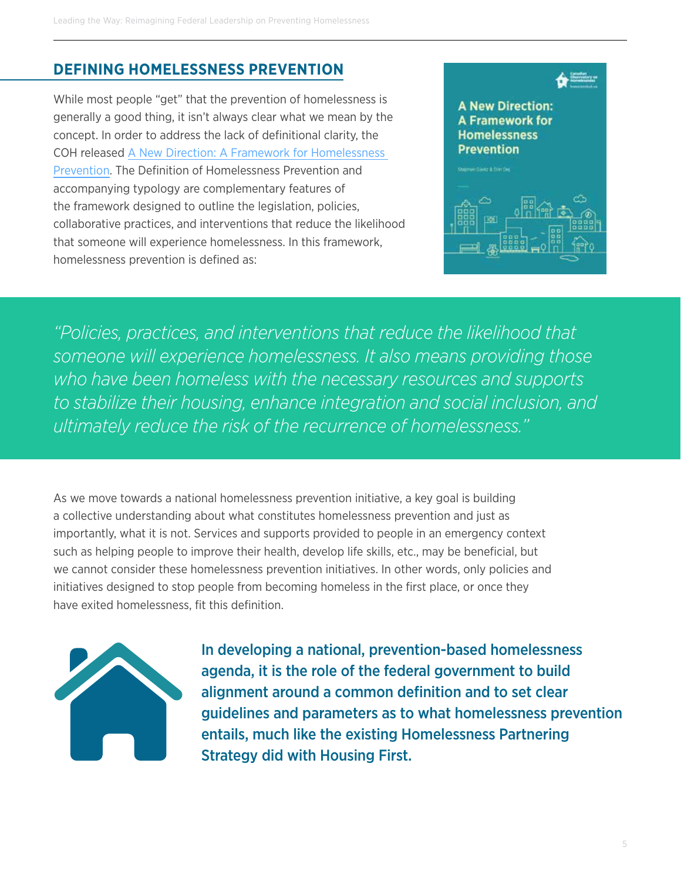## DEFINING HOMELESSNESS PREVENTION

While most people "get" that the prevention of homelessness is generally a good thing, it isn't always clear what we mean by the concept. In order to address the lack of definitional clarity, the COH released A New Direction: A Framework for Homelessness Prevention. The Definition of Homelessness Prevention and accompanying typology are complementary features of the framework designed to outline the legislation, policies, collaborative practices, and interventions that reduce the likelihood that someone will experience homelessness. In this framework, homelessness prevention is defined as:

> *"Policies, practices, and interventions that reduce the likelihood that someone will experience homelessness. It also means providing those who have been homeless with the necessary resources and supports to stabilize their housing, enhance integration and social inclusion, and ultimately reduce the risk of the recurrence of homelessness."*

As we move towards a national homelessness prevention initiative, a key goal is building a collective understanding about what constitutes homelessness prevention and just as importantly, what it is not. Services and supports provided to people in an emergency context such as helping people to improve their health, develop life skills, etc., may be beneficial, but we cannot consider these homelessness prevention initiatives. In other words, only policies and initiatives designed to stop people from becoming homeless in the first place, or once they have exited homelessness, fit this definition.

**In developing a national, prevention-based homelessness agenda, it is the role of the federal government to build alignment around a common definition and to set clear guidelines and parameters as to what homelessness prevention entails, much like the existing Homelessness Partnering Strategy did with Housing First.**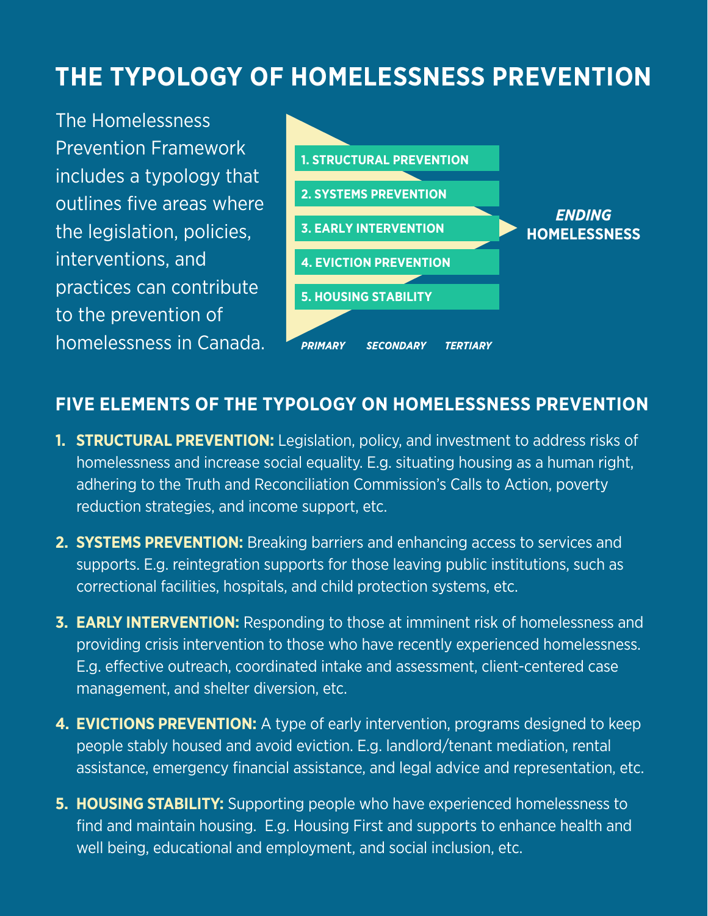# THE TYPOLOGY OF HOMELESSNESS PREVENTION

The Homelessness Prevention Framework includes a typology that outlines five areas where the legislation, policies, interventions, and practices can contribute to the prevention of homelessness in Canada.

1. STRUCTURAL PREVENTION
2. SYSTEMS PREVENTION
3. EARLY INTERVENTION
4. EVICTION PREVENTION
5. HOUSING STABILITY

*ENDING* **HOMELESSNESS**

*PRIMARY* *SECONDARY* *TERTIARY*

## FIVE ELEMENTS OF THE TYPOLOGY ON HOMELESSNESS PREVENTION

1. **STRUCTURAL PREVENTION:** Legislation, policy, and investment to address risks of homelessness and increase social equality. E.g. situating housing as a human right, adhering to the Truth and Reconciliation Commission's Calls to Action, poverty reduction strategies, and income support, etc.

2. **SYSTEMS PREVENTION:** Breaking barriers and enhancing access to services and supports. E.g. reintegration supports for those leaving public institutions, such as correctional facilities, hospitals, and child protection systems, etc.

3. **EARLY INTERVENTION:** Responding to those at imminent risk of homelessness and providing crisis intervention to those who have recently experienced homelessness. E.g. effective outreach, coordinated intake and assessment, client-centered case management, and shelter diversion, etc.

4. **EVICTIONS PREVENTION:** A type of early intervention, programs designed to keep people stably housed and avoid eviction. E.g. landlord/tenant mediation, rental assistance, emergency financial assistance, and legal advice and representation, etc.

5. **HOUSING STABILITY:** Supporting people who have experienced homelessness to find and maintain housing. E.g. Housing First and supports to enhance health and well being, educational and employment, and social inclusion, etc.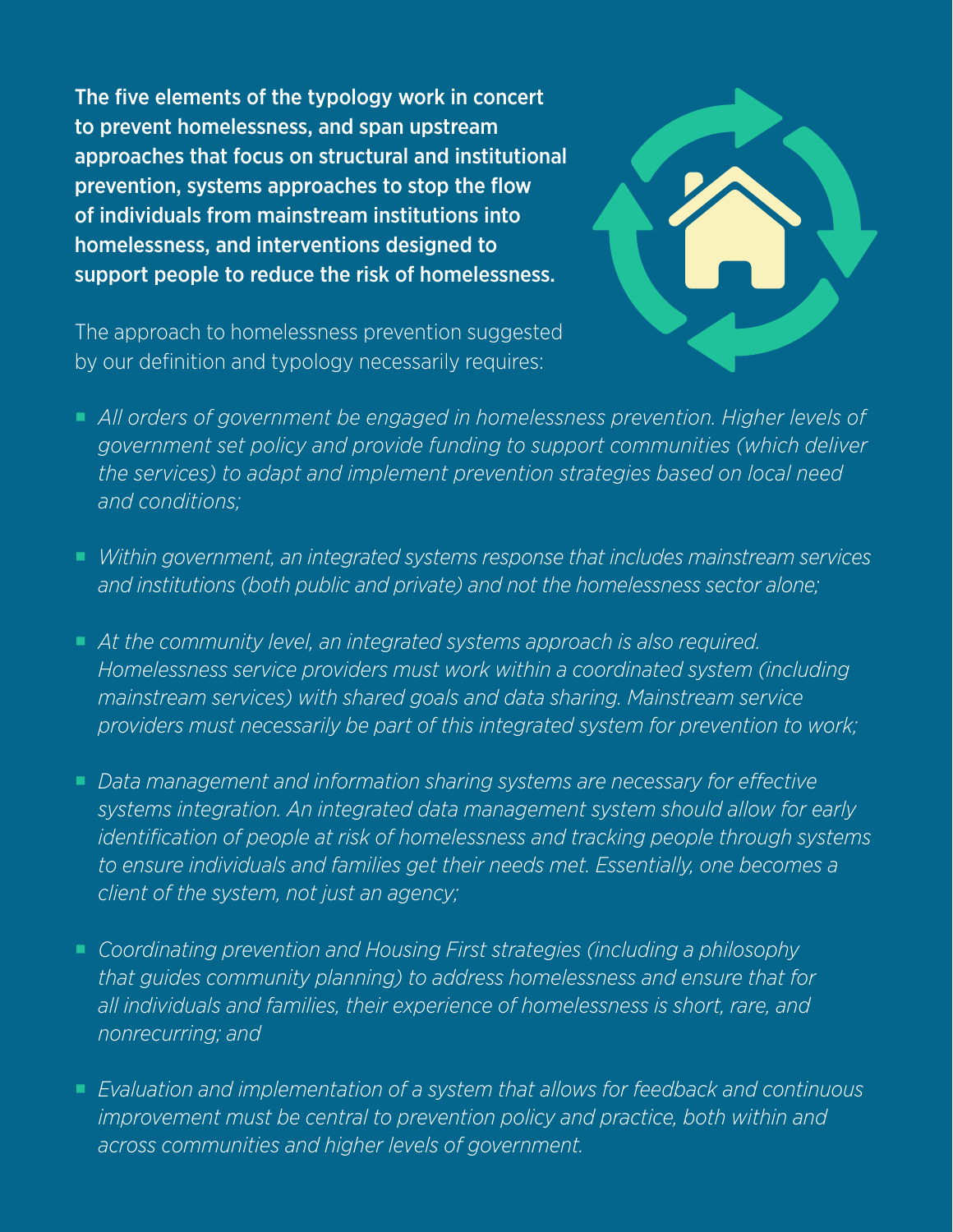**The five elements of the typology work in concert to prevent homelessness, and span upstream approaches that focus on structural and institutional prevention, systems approaches to stop the flow of individuals from mainstream institutions into homelessness, and interventions designed to support people to reduce the risk of homelessness.**

The approach to homelessness prevention suggested by our definition and typology necessarily requires:

- *All orders of government be engaged in homelessness prevention. Higher levels of government set policy and provide funding to support communities (which deliver the services) to adapt and implement prevention strategies based on local need and conditions;*
- *Within government, an integrated systems response that includes mainstream services and institutions (both public and private) and not the homelessness sector alone;*
- *At the community level, an integrated systems approach is also required. Homelessness service providers must work within a coordinated system (including mainstream services) with shared goals and data sharing. Mainstream service providers must necessarily be part of this integrated system for prevention to work;*
- *Data management and information sharing systems are necessary for effective systems integration. An integrated data management system should allow for early identification of people at risk of homelessness and tracking people through systems to ensure individuals and families get their needs met. Essentially, one becomes a client of the system, not just an agency;*
- *Coordinating prevention and Housing First strategies (including a philosophy that guides community planning) to address homelessness and ensure that for all individuals and families, their experience of homelessness is short, rare, and nonrecurring; and*
- *Evaluation and implementation of a system that allows for feedback and continuous improvement must be central to prevention policy and practice, both within and across communities and higher levels of government.*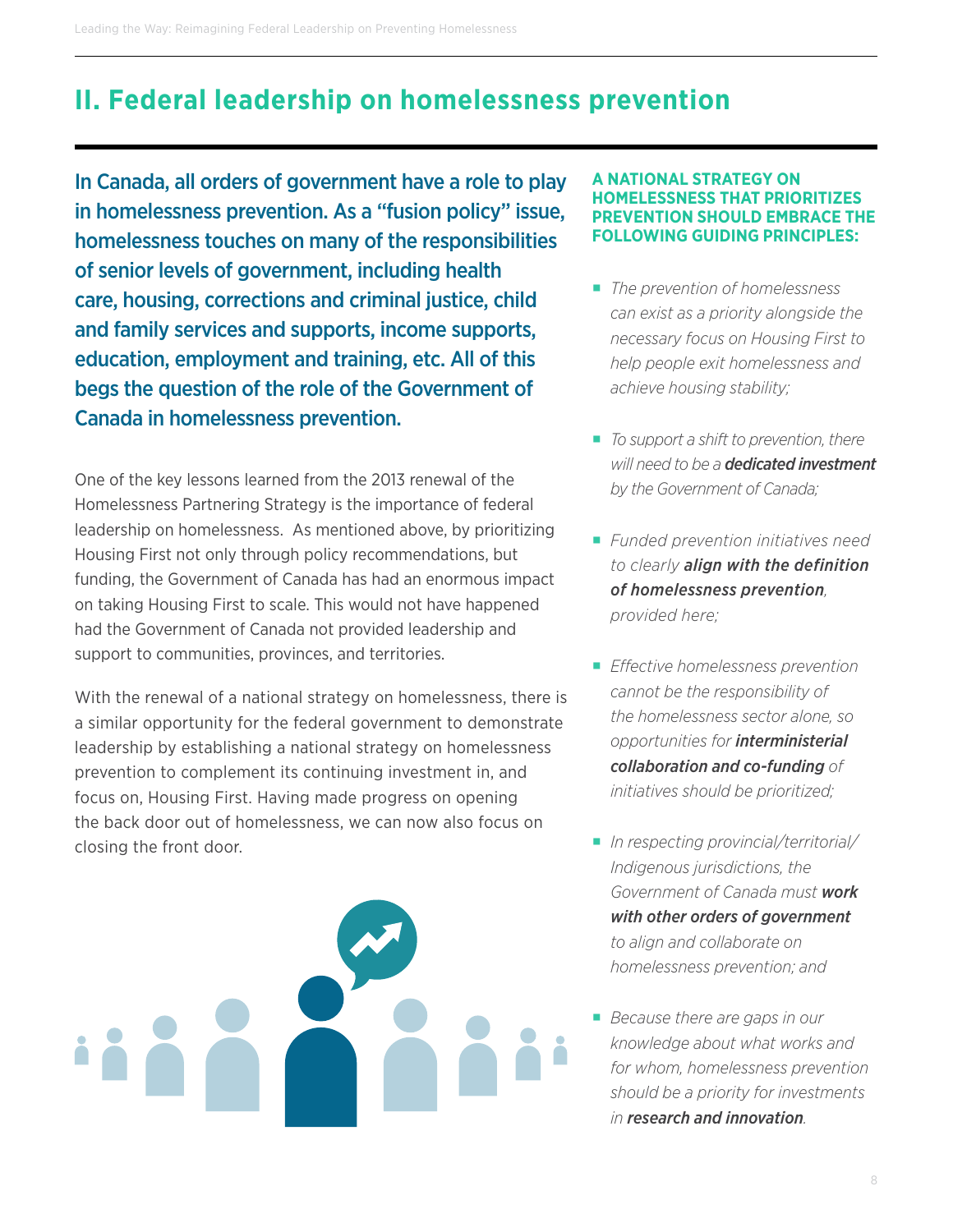## II. Federal leadership on homelessness prevention

**In Canada, all orders of government have a role to play in homelessness prevention. As a "fusion policy" issue, homelessness touches on many of the responsibilities of senior levels of government, including health care, housing, corrections and criminal justice, child and family services and supports, income supports, education, employment and training, etc. All of this begs the question of the role of the Government of Canada in homelessness prevention.**

One of the key lessons learned from the 2013 renewal of the Homelessness Partnering Strategy is the importance of federal leadership on homelessness. As mentioned above, by prioritizing Housing First not only through policy recommendations, but funding, the Government of Canada has had an enormous impact on taking Housing First to scale. This would not have happened had the Government of Canada not provided leadership and support to communities, provinces, and territories.

With the renewal of a national strategy on homelessness, there is a similar opportunity for the federal government to demonstrate leadership by establishing a national strategy on homelessness prevention to complement its continuing investment in, and focus on, Housing First. Having made progress on opening the back door out of homelessness, we can now also focus on closing the front door.

**A NATIONAL STRATEGY ON HOMELESSNESS THAT PRIORITIZES PREVENTION SHOULD EMBRACE THE FOLLOWING GUIDING PRINCIPLES:**

- *The prevention of homelessness can exist as a priority alongside the necessary focus on Housing First to help people exit homelessness and achieve housing stability;*
- *To support a shift to prevention, there will need to be a* ***dedicated investment*** *by the Government of Canada;*
- *Funded prevention initiatives need to clearly* ***align with the definition of homelessness prevention****, provided here;*
- *Effective homelessness prevention cannot be the responsibility of the homelessness sector alone, so opportunities for* ***interministerial collaboration and co-funding*** *of initiatives should be prioritized;*
- *In respecting provincial/territorial/Indigenous jurisdictions, the Government of Canada must* ***work with other orders of government*** *to align and collaborate on homelessness prevention; and*
- *Because there are gaps in our knowledge about what works and for whom, homelessness prevention should be a priority for investments in* ***research and innovation****.*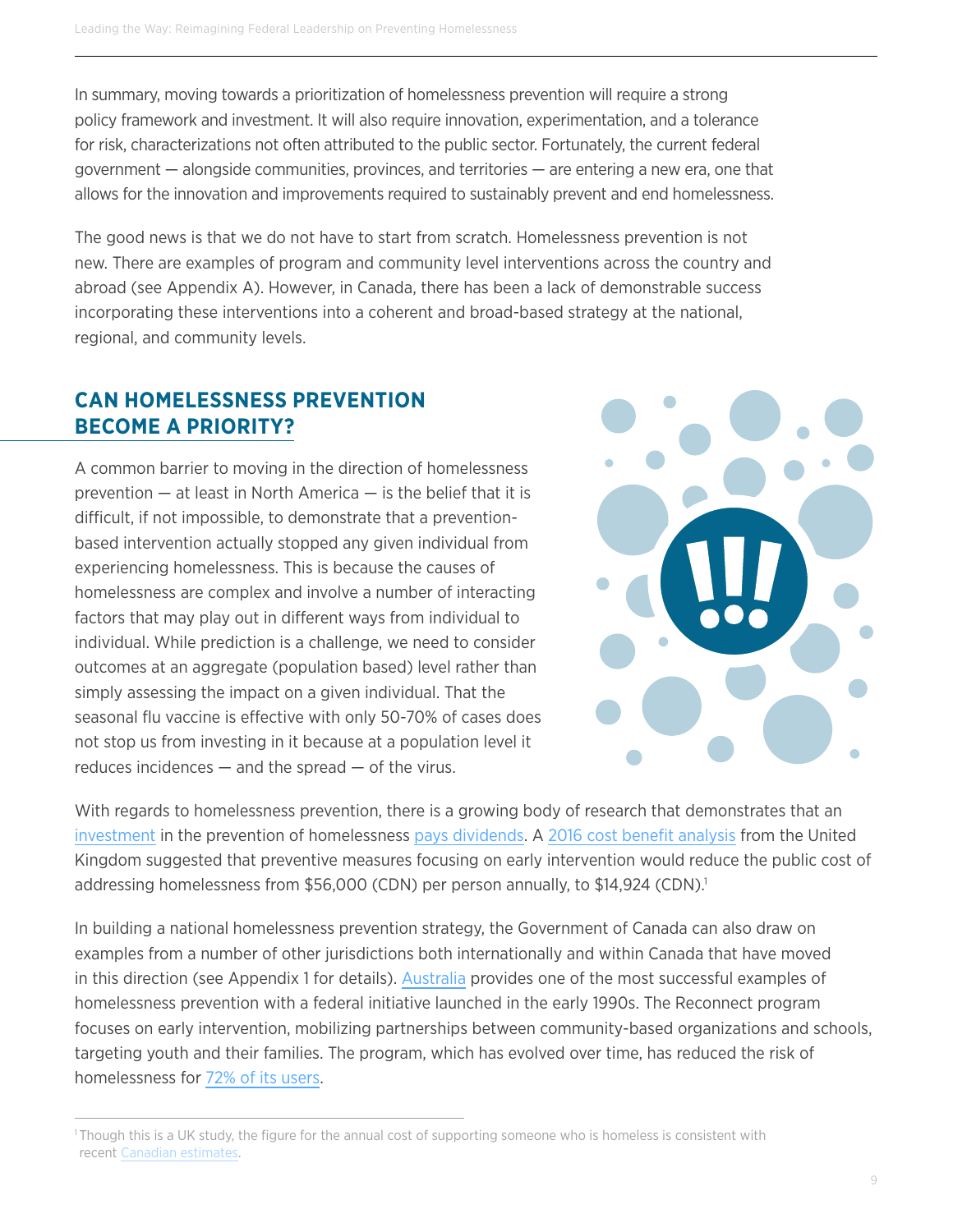In summary, moving towards a prioritization of homelessness prevention will require a strong policy framework and investment. It will also require innovation, experimentation, and a tolerance for risk, characterizations not often attributed to the public sector. Fortunately, the current federal government — alongside communities, provinces, and territories — are entering a new era, one that allows for the innovation and improvements required to sustainably prevent and end homelessness.

The good news is that we do not have to start from scratch. Homelessness prevention is not new. There are examples of program and community level interventions across the country and abroad (see Appendix A). However, in Canada, there has been a lack of demonstrable success incorporating these interventions into a coherent and broad-based strategy at the national, regional, and community levels.

## CAN HOMELESSNESS PREVENTION BECOME A PRIORITY?

A common barrier to moving in the direction of homelessness prevention — at least in North America — is the belief that it is difficult, if not impossible, to demonstrate that a prevention-based intervention actually stopped any given individual from experiencing homelessness. This is because the causes of homelessness are complex and involve a number of interacting factors that may play out in different ways from individual to individual. While prediction is a challenge, we need to consider outcomes at an aggregate (population based) level rather than simply assessing the impact on a given individual. That the seasonal flu vaccine is effective with only 50-70% of cases does not stop us from investing in it because at a population level it reduces incidences — and the spread — of the virus.

With regards to homelessness prevention, there is a growing body of research that demonstrates that an investment in the prevention of homelessness pays dividends. A 2016 cost benefit analysis from the United Kingdom suggested that preventive measures focusing on early intervention would reduce the public cost of addressing homelessness from $56,000 (CDN) per person annually, to $14,924 (CDN).[1]

In building a national homelessness prevention strategy, the Government of Canada can also draw on examples from a number of other jurisdictions both internationally and within Canada that have moved in this direction (see Appendix 1 for details). Australia provides one of the most successful examples of homelessness prevention with a federal initiative launched in the early 1990s. The Reconnect program focuses on early intervention, mobilizing partnerships between community-based organizations and schools, targeting youth and their families. The program, which has evolved over time, has reduced the risk of homelessness for 72% of its users.

[1] Though this is a UK study, the figure for the annual cost of supporting someone who is homeless is consistent with recent Canadian estimates.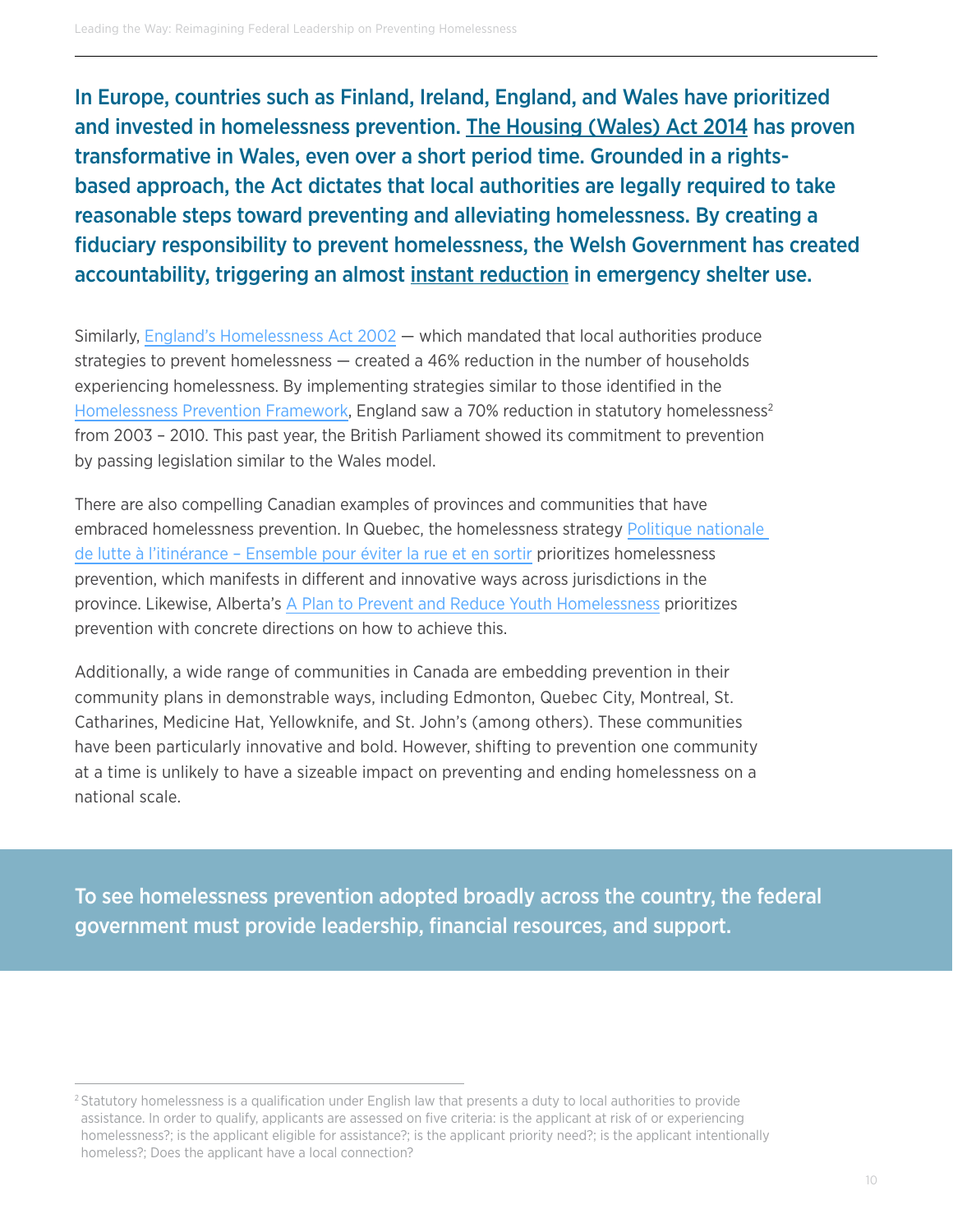**In Europe, countries such as Finland, Ireland, England, and Wales have prioritized and invested in homelessness prevention. The Housing (Wales) Act 2014 has proven transformative in Wales, even over a short period time. Grounded in a rights-based approach, the Act dictates that local authorities are legally required to take reasonable steps toward preventing and alleviating homelessness. By creating a fiduciary responsibility to prevent homelessness, the Welsh Government has created accountability, triggering an almost instant reduction in emergency shelter use.**

Similarly, England's Homelessness Act 2002 — which mandated that local authorities produce strategies to prevent homelessness — created a 46% reduction in the number of households experiencing homelessness. By implementing strategies similar to those identified in the Homelessness Prevention Framework, England saw a 70% reduction in statutory homelessness[2] from 2003 – 2010. This past year, the British Parliament showed its commitment to prevention by passing legislation similar to the Wales model.

There are also compelling Canadian examples of provinces and communities that have embraced homelessness prevention. In Quebec, the homelessness strategy Politique nationale de lutte à l'itinérance – Ensemble pour éviter la rue et en sortir prioritizes homelessness prevention, which manifests in different and innovative ways across jurisdictions in the province. Likewise, Alberta's A Plan to Prevent and Reduce Youth Homelessness prioritizes prevention with concrete directions on how to achieve this.

Additionally, a wide range of communities in Canada are embedding prevention in their community plans in demonstrable ways, including Edmonton, Quebec City, Montreal, St. Catharines, Medicine Hat, Yellowknife, and St. John's (among others). These communities have been particularly innovative and bold. However, shifting to prevention one community at a time is unlikely to have a sizeable impact on preventing and ending homelessness on a national scale.

**To see homelessness prevention adopted broadly across the country, the federal government must provide leadership, financial resources, and support.**

---

[2] Statutory homelessness is a qualification under English law that presents a duty to local authorities to provide assistance. In order to qualify, applicants are assessed on five criteria: is the applicant at risk of or experiencing homelessness?; is the applicant eligible for assistance?; is the applicant priority need?; is the applicant intentionally homeless?; Does the applicant have a local connection?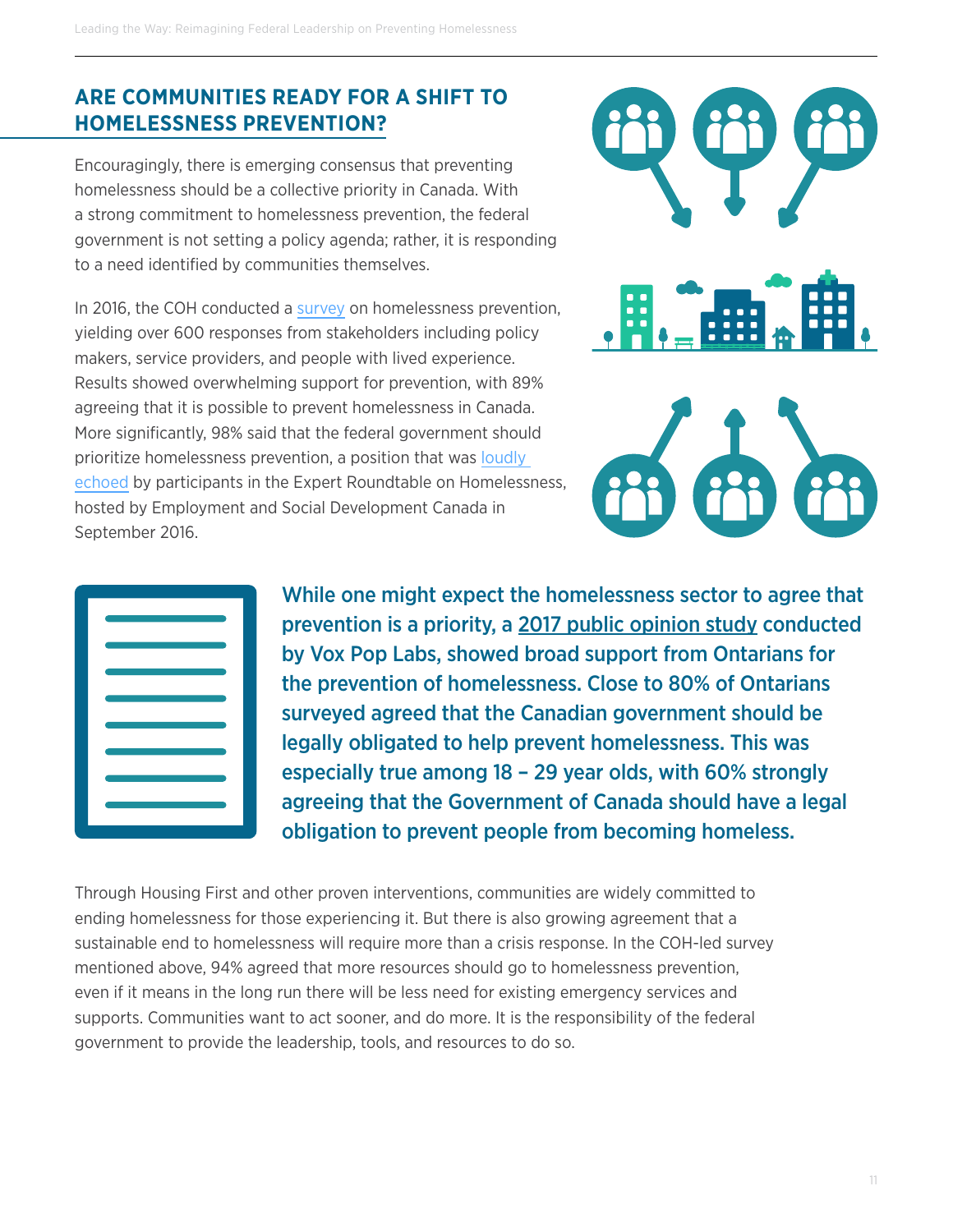## ARE COMMUNITIES READY FOR A SHIFT TO HOMELESSNESS PREVENTION?

Encouragingly, there is emerging consensus that preventing homelessness should be a collective priority in Canada. With a strong commitment to homelessness prevention, the federal government is not setting a policy agenda; rather, it is responding to a need identified by communities themselves.

In 2016, the COH conducted a survey on homelessness prevention, yielding over 600 responses from stakeholders including policy makers, service providers, and people with lived experience. Results showed overwhelming support for prevention, with 89% agreeing that it is possible to prevent homelessness in Canada. More significantly, 98% said that the federal government should prioritize homelessness prevention, a position that was loudly echoed by participants in the Expert Roundtable on Homelessness, hosted by Employment and Social Development Canada in September 2016.

**While one might expect the homelessness sector to agree that prevention is a priority, a 2017 public opinion study conducted by Vox Pop Labs, showed broad support from Ontarians for the prevention of homelessness. Close to 80% of Ontarians surveyed agreed that the Canadian government should be legally obligated to help prevent homelessness. This was especially true among 18 – 29 year olds, with 60% strongly agreeing that the Government of Canada should have a legal obligation to prevent people from becoming homeless.**

Through Housing First and other proven interventions, communities are widely committed to ending homelessness for those experiencing it. But there is also growing agreement that a sustainable end to homelessness will require more than a crisis response. In the COH-led survey mentioned above, 94% agreed that more resources should go to homelessness prevention, even if it means in the long run there will be less need for existing emergency services and supports. Communities want to act sooner, and do more. It is the responsibility of the federal government to provide the leadership, tools, and resources to do so.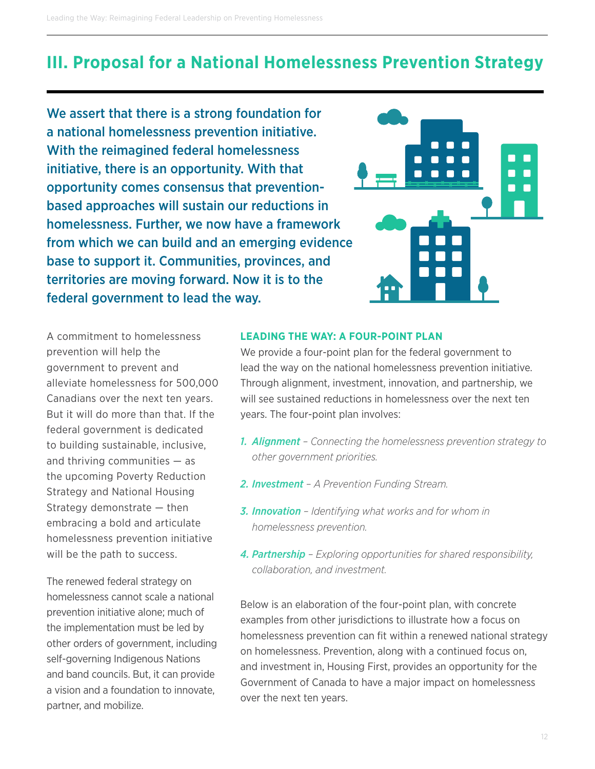# III. Proposal for a National Homelessness Prevention Strategy

**We assert that there is a strong foundation for a national homelessness prevention initiative. With the reimagined federal homelessness initiative, there is an opportunity. With that opportunity comes consensus that prevention-based approaches will sustain our reductions in homelessness. Further, we now have a framework from which we can build and an emerging evidence base to support it. Communities, provinces, and territories are moving forward. Now it is to the federal government to lead the way.**

A commitment to homelessness prevention will help the government to prevent and alleviate homelessness for 500,000 Canadians over the next ten years. But it will do more than that. If the federal government is dedicated to building sustainable, inclusive, and thriving communities — as the upcoming Poverty Reduction Strategy and National Housing Strategy demonstrate — then embracing a bold and articulate homelessness prevention initiative will be the path to success.

The renewed federal strategy on homelessness cannot scale a national prevention initiative alone; much of the implementation must be led by other orders of government, including self-governing Indigenous Nations and band councils. But, it can provide a vision and a foundation to innovate, partner, and mobilize.

### LEADING THE WAY: A FOUR-POINT PLAN

We provide a four-point plan for the federal government to lead the way on the national homelessness prevention initiative. Through alignment, investment, innovation, and partnership, we will see sustained reductions in homelessness over the next ten years. The four-point plan involves:

1. ***Alignment*** – *Connecting the homelessness prevention strategy to other government priorities.*
2. ***Investment*** – *A Prevention Funding Stream.*
3. ***Innovation*** – *Identifying what works and for whom in homelessness prevention.*
4. ***Partnership*** – *Exploring opportunities for shared responsibility, collaboration, and investment.*

Below is an elaboration of the four-point plan, with concrete examples from other jurisdictions to illustrate how a focus on homelessness prevention can fit within a renewed national strategy on homelessness. Prevention, along with a continued focus on, and investment in, Housing First, provides an opportunity for the Government of Canada to have a major impact on homelessness over the next ten years.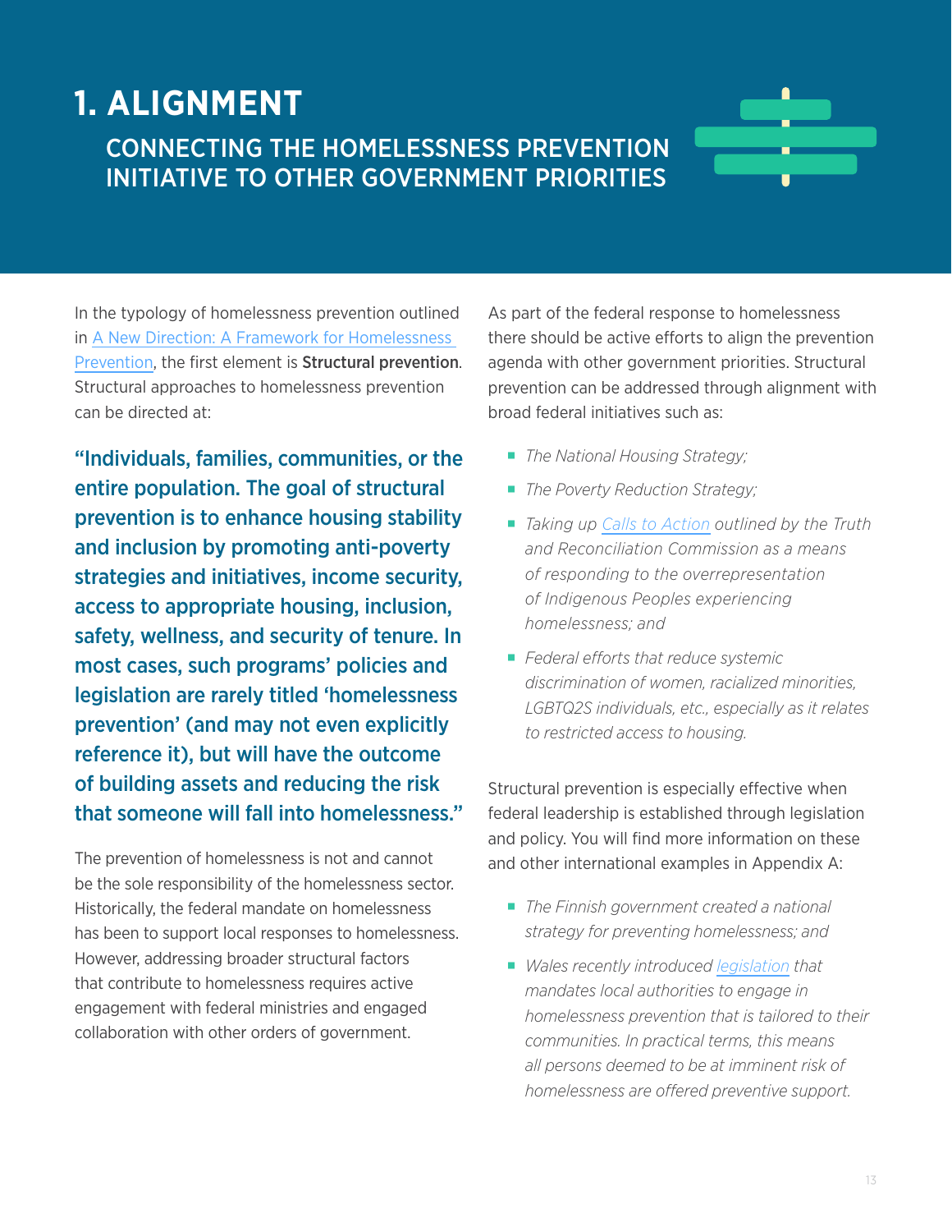# 1. ALIGNMENT

## CONNECTING THE HOMELESSNESS PREVENTION INITIATIVE TO OTHER GOVERNMENT PRIORITIES

In the typology of homelessness prevention outlined in A New Direction: A Framework for Homelessness Prevention, the first element is **Structural prevention**. Structural approaches to homelessness prevention can be directed at:

**"Individuals, families, communities, or the entire population. The goal of structural prevention is to enhance housing stability and inclusion by promoting anti-poverty strategies and initiatives, income security, access to appropriate housing, inclusion, safety, wellness, and security of tenure. In most cases, such programs' policies and legislation are rarely titled 'homelessness prevention' (and may not even explicitly reference it), but will have the outcome of building assets and reducing the risk that someone will fall into homelessness."**

The prevention of homelessness is not and cannot be the sole responsibility of the homelessness sector. Historically, the federal mandate on homelessness has been to support local responses to homelessness. However, addressing broader structural factors that contribute to homelessness requires active engagement with federal ministries and engaged collaboration with other orders of government.

As part of the federal response to homelessness there should be active efforts to align the prevention agenda with other government priorities. Structural prevention can be addressed through alignment with broad federal initiatives such as:

- *The National Housing Strategy;*
- *The Poverty Reduction Strategy;*
- *Taking up Calls to Action outlined by the Truth and Reconciliation Commission as a means of responding to the overrepresentation of Indigenous Peoples experiencing homelessness; and*
- *Federal efforts that reduce systemic discrimination of women, racialized minorities, LGBTQ2S individuals, etc., especially as it relates to restricted access to housing.*

Structural prevention is especially effective when federal leadership is established through legislation and policy. You will find more information on these and other international examples in Appendix A:

- *The Finnish government created a national strategy for preventing homelessness; and*
- *Wales recently introduced legislation that mandates local authorities to engage in homelessness prevention that is tailored to their communities. In practical terms, this means all persons deemed to be at imminent risk of homelessness are offered preventive support.*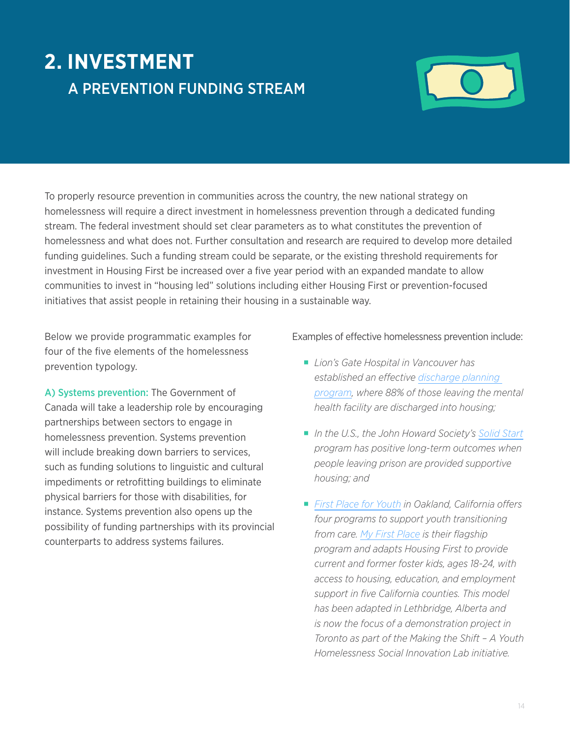# 2. INVESTMENT

## A PREVENTION FUNDING STREAM

To properly resource prevention in communities across the country, the new national strategy on homelessness will require a direct investment in homelessness prevention through a dedicated funding stream. The federal investment should set clear parameters as to what constitutes the prevention of homelessness and what does not. Further consultation and research are required to develop more detailed funding guidelines. Such a funding stream could be separate, or the existing threshold requirements for investment in Housing First be increased over a five year period with an expanded mandate to allow communities to invest in "housing led" solutions including either Housing First or prevention-focused initiatives that assist people in retaining their housing in a sustainable way.

Below we provide programmatic examples for four of the five elements of the homelessness prevention typology.

**A) Systems prevention:** The Government of Canada will take a leadership role by encouraging partnerships between sectors to engage in homelessness prevention. Systems prevention will include breaking down barriers to services, such as funding solutions to linguistic and cultural impediments or retrofitting buildings to eliminate physical barriers for those with disabilities, for instance. Systems prevention also opens up the possibility of funding partnerships with its provincial counterparts to address systems failures.

Examples of effective homelessness prevention include:

- *Lion's Gate Hospital in Vancouver has established an effective discharge planning program, where 88% of those leaving the mental health facility are discharged into housing;*
- *In the U.S., the John Howard Society's Solid Start program has positive long-term outcomes when people leaving prison are provided supportive housing; and*
- *First Place for Youth in Oakland, California offers four programs to support youth transitioning from care. My First Place is their flagship program and adapts Housing First to provide current and former foster kids, ages 18-24, with access to housing, education, and employment support in five California counties. This model has been adapted in Lethbridge, Alberta and is now the focus of a demonstration project in Toronto as part of the Making the Shift – A Youth Homelessness Social Innovation Lab initiative.*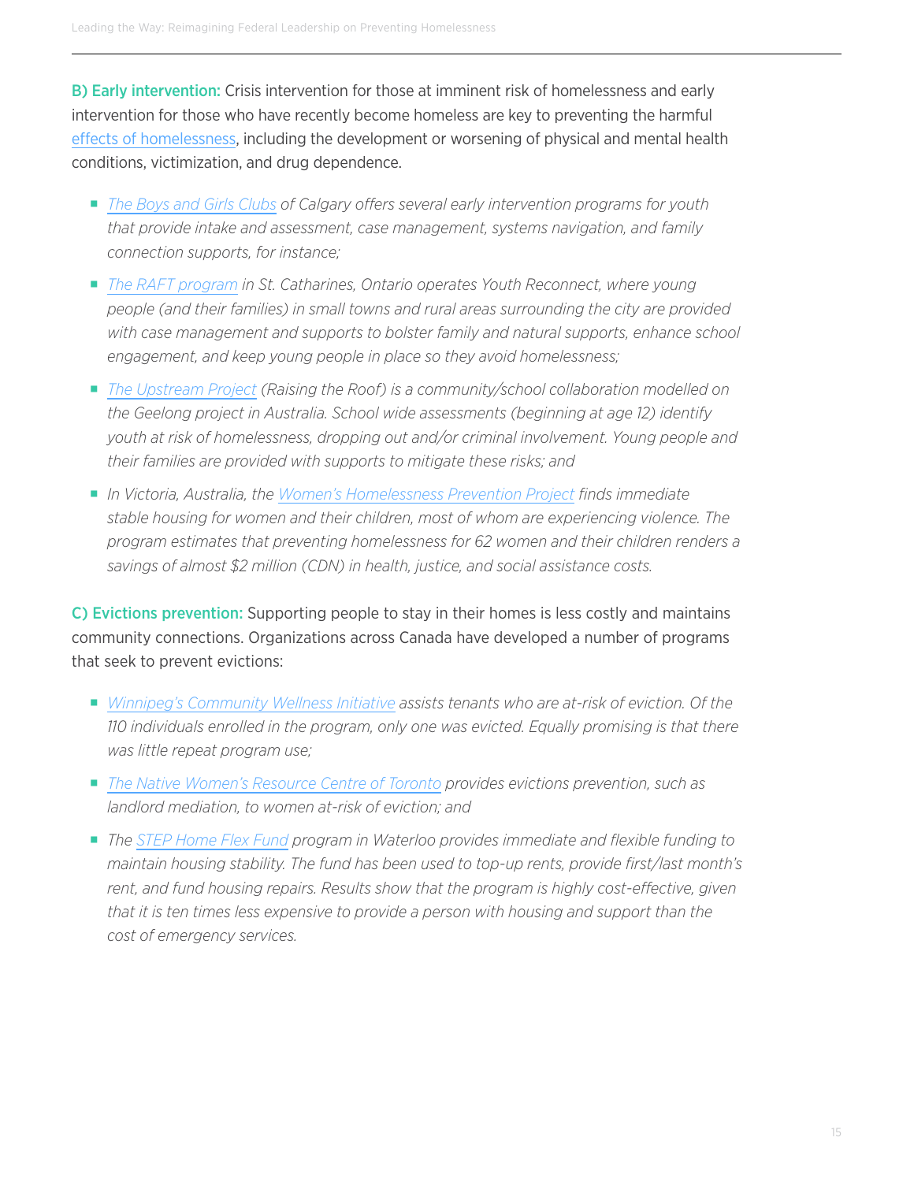**B) Early intervention:** Crisis intervention for those at imminent risk of homelessness and early intervention for those who have recently become homeless are key to preventing the harmful effects of homelessness, including the development or worsening of physical and mental health conditions, victimization, and drug dependence.

- *The Boys and Girls Clubs of Calgary offers several early intervention programs for youth that provide intake and assessment, case management, systems navigation, and family connection supports, for instance;*
- *The RAFT program in St. Catharines, Ontario operates Youth Reconnect, where young people (and their families) in small towns and rural areas surrounding the city are provided with case management and supports to bolster family and natural supports, enhance school engagement, and keep young people in place so they avoid homelessness;*
- *The Upstream Project (Raising the Roof) is a community/school collaboration modelled on the Geelong project in Australia. School wide assessments (beginning at age 12) identify youth at risk of homelessness, dropping out and/or criminal involvement. Young people and their families are provided with supports to mitigate these risks; and*
- *In Victoria, Australia, the Women's Homelessness Prevention Project finds immediate stable housing for women and their children, most of whom are experiencing violence. The program estimates that preventing homelessness for 62 women and their children renders a savings of almost $2 million (CDN) in health, justice, and social assistance costs.*

**C) Evictions prevention:** Supporting people to stay in their homes is less costly and maintains community connections. Organizations across Canada have developed a number of programs that seek to prevent evictions:

- *Winnipeg's Community Wellness Initiative assists tenants who are at-risk of eviction. Of the 110 individuals enrolled in the program, only one was evicted. Equally promising is that there was little repeat program use;*
- *The Native Women's Resource Centre of Toronto provides evictions prevention, such as landlord mediation, to women at-risk of eviction; and*
- *The STEP Home Flex Fund program in Waterloo provides immediate and flexible funding to maintain housing stability. The fund has been used to top-up rents, provide first/last month's rent, and fund housing repairs. Results show that the program is highly cost-effective, given that it is ten times less expensive to provide a person with housing and support than the cost of emergency services.*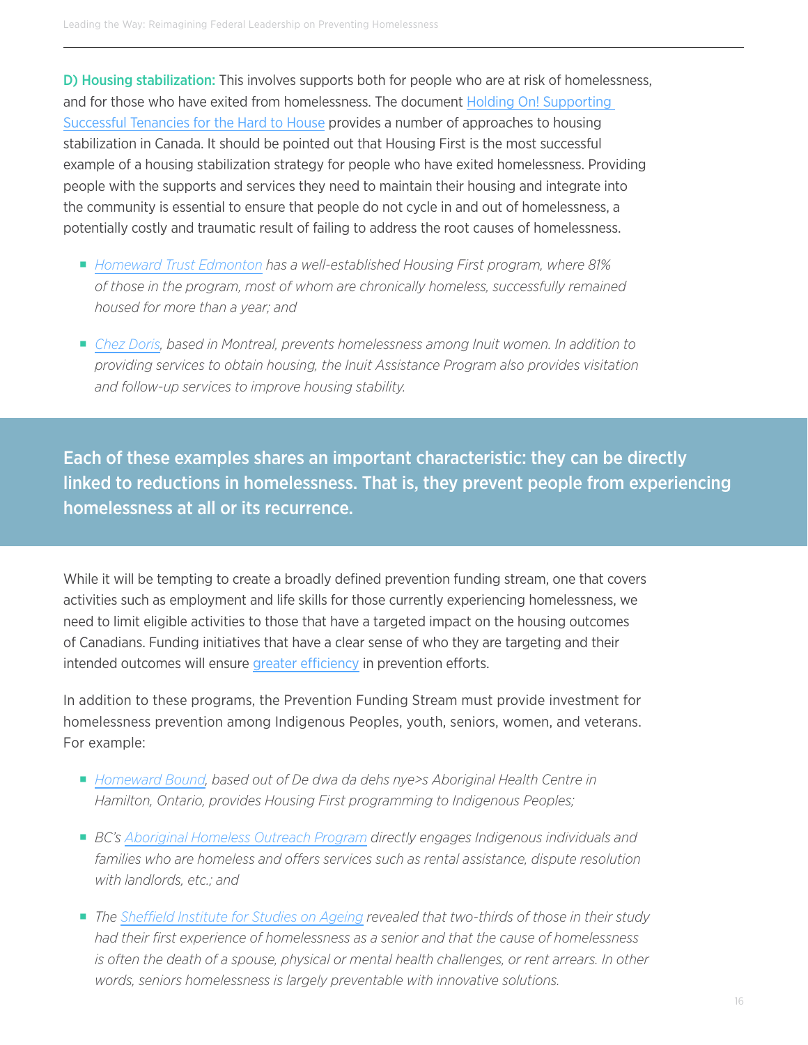**D) Housing stabilization:** This involves supports both for people who are at risk of homelessness, and for those who have exited from homelessness. The document Holding On! Supporting Successful Tenancies for the Hard to House provides a number of approaches to housing stabilization in Canada. It should be pointed out that Housing First is the most successful example of a housing stabilization strategy for people who have exited homelessness. Providing people with the supports and services they need to maintain their housing and integrate into the community is essential to ensure that people do not cycle in and out of homelessness, a potentially costly and traumatic result of failing to address the root causes of homelessness.

- *Homeward Trust Edmonton has a well-established Housing First program, where 81% of those in the program, most of whom are chronically homeless, successfully remained housed for more than a year; and*
- *Chez Doris, based in Montreal, prevents homelessness among Inuit women. In addition to providing services to obtain housing, the Inuit Assistance Program also provides visitation and follow-up services to improve housing stability.*

**Each of these examples shares an important characteristic: they can be directly linked to reductions in homelessness. That is, they prevent people from experiencing homelessness at all or its recurrence.**

While it will be tempting to create a broadly defined prevention funding stream, one that covers activities such as employment and life skills for those currently experiencing homelessness, we need to limit eligible activities to those that have a targeted impact on the housing outcomes of Canadians. Funding initiatives that have a clear sense of who they are targeting and their intended outcomes will ensure greater efficiency in prevention efforts.

In addition to these programs, the Prevention Funding Stream must provide investment for homelessness prevention among Indigenous Peoples, youth, seniors, women, and veterans. For example:

- *Homeward Bound, based out of De dwa da dehs nye>s Aboriginal Health Centre in Hamilton, Ontario, provides Housing First programming to Indigenous Peoples;*
- *BC's Aboriginal Homeless Outreach Program directly engages Indigenous individuals and families who are homeless and offers services such as rental assistance, dispute resolution with landlords, etc.; and*
- *The Sheffield Institute for Studies on Ageing revealed that two-thirds of those in their study had their first experience of homelessness as a senior and that the cause of homelessness is often the death of a spouse, physical or mental health challenges, or rent arrears. In other words, seniors homelessness is largely preventable with innovative solutions.*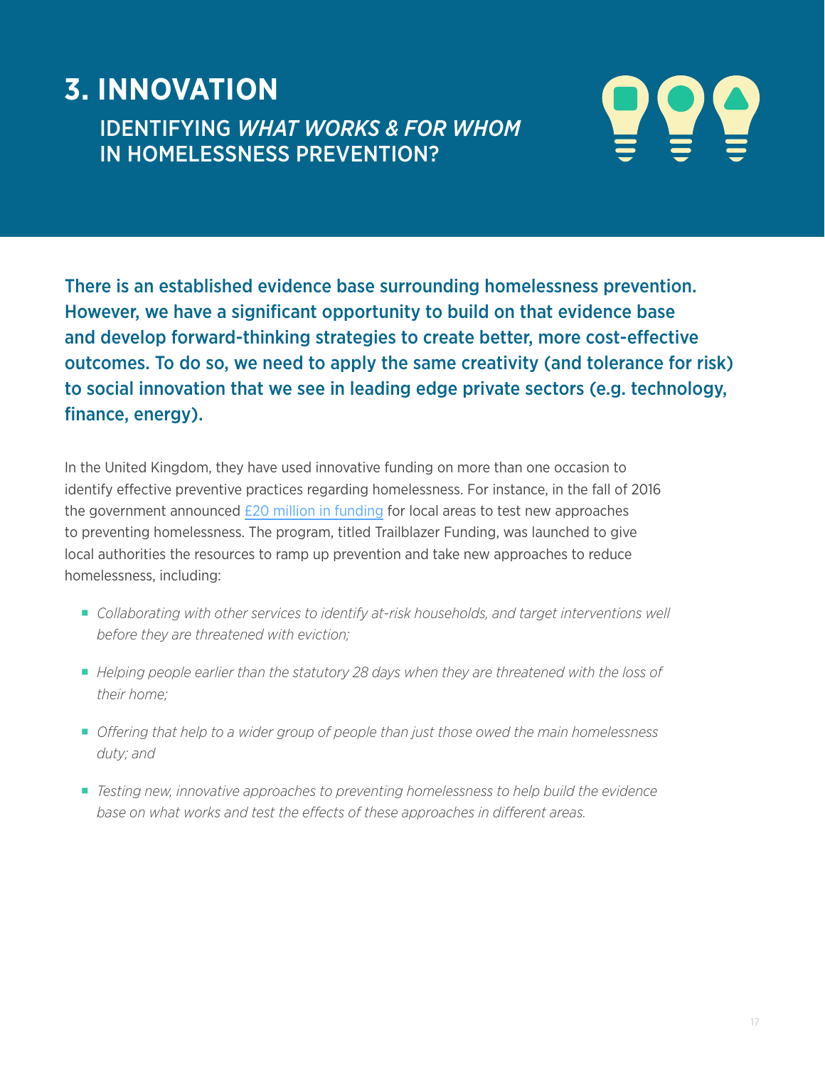# 3. INNOVATION

## IDENTIFYING *WHAT WORKS & FOR WHOM* IN HOMELESSNESS PREVENTION?

**There is an established evidence base surrounding homelessness prevention. However, we have a significant opportunity to build on that evidence base and develop forward-thinking strategies to create better, more cost-effective outcomes. To do so, we need to apply the same creativity (and tolerance for risk) to social innovation that we see in leading edge private sectors (e.g. technology, finance, energy).**

In the United Kingdom, they have used innovative funding on more than one occasion to identify effective preventive practices regarding homelessness. For instance, in the fall of 2016 the government announced £20 million in funding for local areas to test new approaches to preventing homelessness. The program, titled Trailblazer Funding, was launched to give local authorities the resources to ramp up prevention and take new approaches to reduce homelessness, including:

- *Collaborating with other services to identify at-risk households, and target interventions well before they are threatened with eviction;*
- *Helping people earlier than the statutory 28 days when they are threatened with the loss of their home;*
- *Offering that help to a wider group of people than just those owed the main homelessness duty; and*
- *Testing new, innovative approaches to preventing homelessness to help build the evidence base on what works and test the effects of these approaches in different areas.*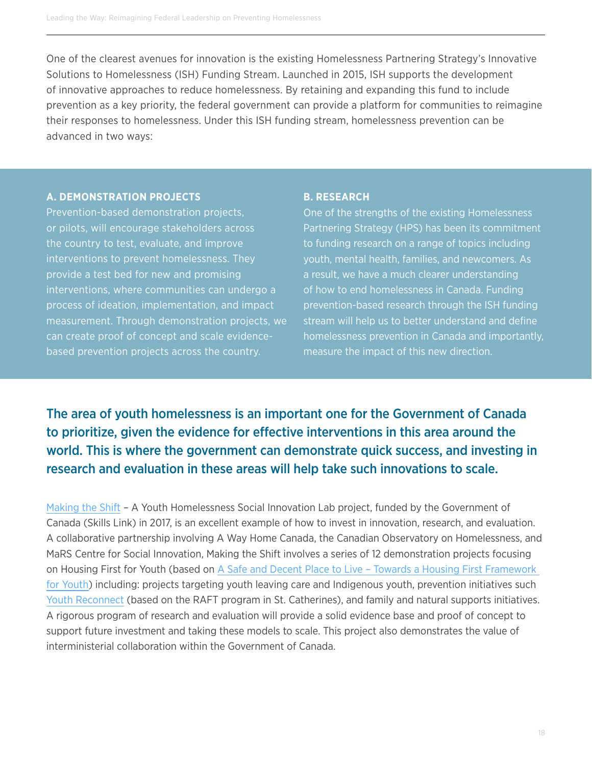One of the clearest avenues for innovation is the existing Homelessness Partnering Strategy's Innovative Solutions to Homelessness (ISH) Funding Stream. Launched in 2015, ISH supports the development of innovative approaches to reduce homelessness. By retaining and expanding this fund to include prevention as a key priority, the federal government can provide a platform for communities to reimagine their responses to homelessness. Under this ISH funding stream, homelessness prevention can be advanced in two ways:

**A. DEMONSTRATION PROJECTS**

Prevention-based demonstration projects, or pilots, will encourage stakeholders across the country to test, evaluate, and improve interventions to prevent homelessness. They provide a test bed for new and promising interventions, where communities can undergo a process of ideation, implementation, and impact measurement. Through demonstration projects, we can create proof of concept and scale evidence-based prevention projects across the country.

**B. RESEARCH**

One of the strengths of the existing Homelessness Partnering Strategy (HPS) has been its commitment to funding research on a range of topics including youth, mental health, families, and newcomers. As a result, we have a much clearer understanding of how to end homelessness in Canada. Funding prevention-based research through the ISH funding stream will help us to better understand and define homelessness prevention in Canada and importantly, measure the impact of this new direction.

**The area of youth homelessness is an important one for the Government of Canada to prioritize, given the evidence for effective interventions in this area around the world. This is where the government can demonstrate quick success, and investing in research and evaluation in these areas will help take such innovations to scale.**

Making the Shift – A Youth Homelessness Social Innovation Lab project, funded by the Government of Canada (Skills Link) in 2017, is an excellent example of how to invest in innovation, research, and evaluation. A collaborative partnership involving A Way Home Canada, the Canadian Observatory on Homelessness, and MaRS Centre for Social Innovation, Making the Shift involves a series of 12 demonstration projects focusing on Housing First for Youth (based on A Safe and Decent Place to Live – Towards a Housing First Framework for Youth) including: projects targeting youth leaving care and Indigenous youth, prevention initiatives such Youth Reconnect (based on the RAFT program in St. Catherines), and family and natural supports initiatives. A rigorous program of research and evaluation will provide a solid evidence base and proof of concept to support future investment and taking these models to scale. This project also demonstrates the value of interministerial collaboration within the Government of Canada.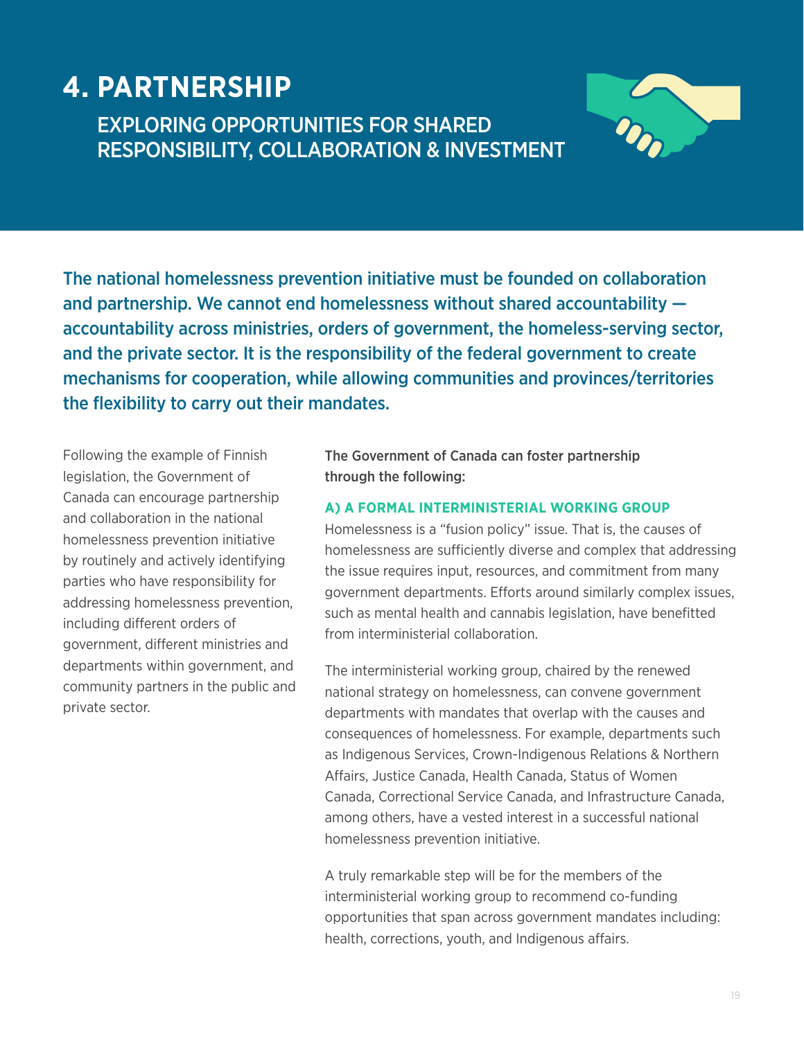# 4. PARTNERSHIP

## EXPLORING OPPORTUNITIES FOR SHARED RESPONSIBILITY, COLLABORATION & INVESTMENT

**The national homelessness prevention initiative must be founded on collaboration and partnership. We cannot end homelessness without shared accountability — accountability across ministries, orders of government, the homeless-serving sector, and the private sector. It is the responsibility of the federal government to create mechanisms for cooperation, while allowing communities and provinces/territories the flexibility to carry out their mandates.**

Following the example of Finnish legislation, the Government of Canada can encourage partnership and collaboration in the national homelessness prevention initiative by routinely and actively identifying parties who have responsibility for addressing homelessness prevention, including different orders of government, different ministries and departments within government, and community partners in the public and private sector.

The Government of Canada can foster partnership through the following:

### A) A FORMAL INTERMINISTERIAL WORKING GROUP

Homelessness is a "fusion policy" issue. That is, the causes of homelessness are sufficiently diverse and complex that addressing the issue requires input, resources, and commitment from many government departments. Efforts around similarly complex issues, such as mental health and cannabis legislation, have benefitted from interministerial collaboration.

The interministerial working group, chaired by the renewed national strategy on homelessness, can convene government departments with mandates that overlap with the causes and consequences of homelessness. For example, departments such as Indigenous Services, Crown-Indigenous Relations & Northern Affairs, Justice Canada, Health Canada, Status of Women Canada, Correctional Service Canada, and Infrastructure Canada, among others, have a vested interest in a successful national homelessness prevention initiative.

A truly remarkable step will be for the members of the interministerial working group to recommend co-funding opportunities that span across government mandates including: health, corrections, youth, and Indigenous affairs.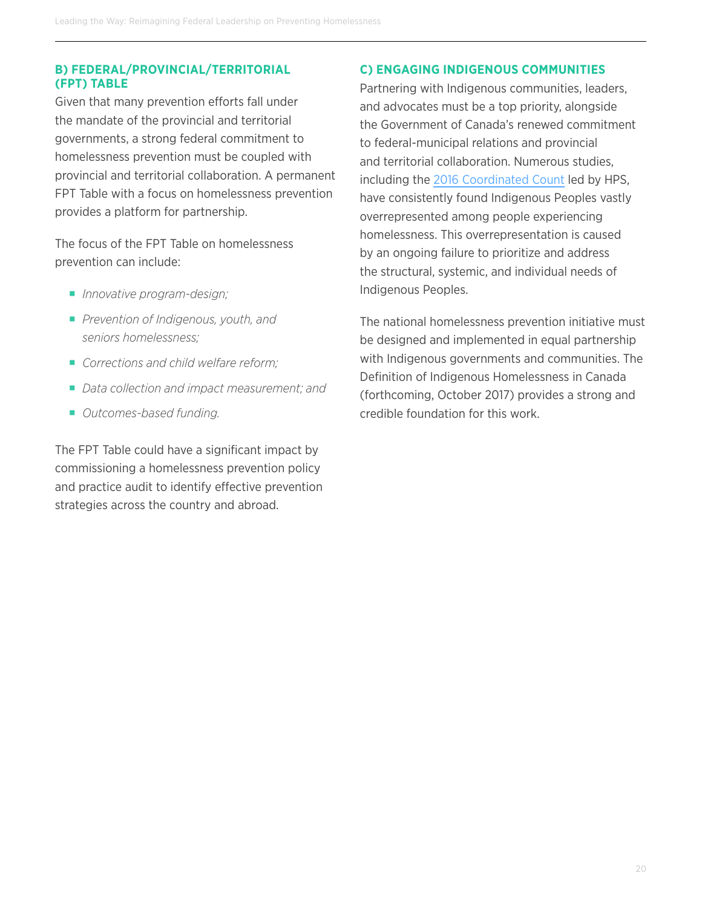### B) FEDERAL/PROVINCIAL/TERRITORIAL (FPT) TABLE

Given that many prevention efforts fall under the mandate of the provincial and territorial governments, a strong federal commitment to homelessness prevention must be coupled with provincial and territorial collaboration. A permanent FPT Table with a focus on homelessness prevention provides a platform for partnership.

The focus of the FPT Table on homelessness prevention can include:

- *Innovative program-design;*
- *Prevention of Indigenous, youth, and seniors homelessness;*
- *Corrections and child welfare reform;*
- *Data collection and impact measurement; and*
- *Outcomes-based funding.*

The FPT Table could have a significant impact by commissioning a homelessness prevention policy and practice audit to identify effective prevention strategies across the country and abroad.

### C) ENGAGING INDIGENOUS COMMUNITIES

Partnering with Indigenous communities, leaders, and advocates must be a top priority, alongside the Government of Canada's renewed commitment to federal-municipal relations and provincial and territorial collaboration. Numerous studies, including the 2016 Coordinated Count led by HPS, have consistently found Indigenous Peoples vastly overrepresented among people experiencing homelessness. This overrepresentation is caused by an ongoing failure to prioritize and address the structural, systemic, and individual needs of Indigenous Peoples.

The national homelessness prevention initiative must be designed and implemented in equal partnership with Indigenous governments and communities. The Definition of Indigenous Homelessness in Canada (forthcoming, October 2017) provides a strong and credible foundation for this work.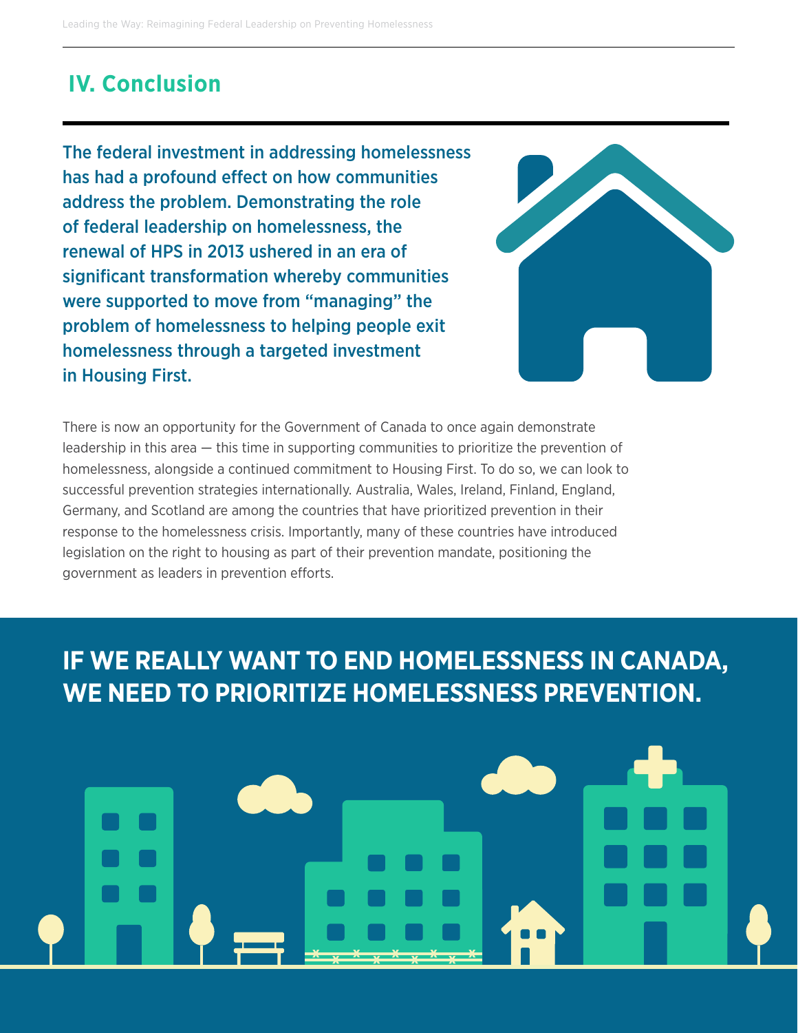## IV. Conclusion

**The federal investment in addressing homelessness has had a profound effect on how communities address the problem. Demonstrating the role of federal leadership on homelessness, the renewal of HPS in 2013 ushered in an era of significant transformation whereby communities were supported to move from "managing" the problem of homelessness to helping people exit homelessness through a targeted investment in Housing First.**

There is now an opportunity for the Government of Canada to once again demonstrate leadership in this area — this time in supporting communities to prioritize the prevention of homelessness, alongside a continued commitment to Housing First. To do so, we can look to successful prevention strategies internationally. Australia, Wales, Ireland, Finland, England, Germany, and Scotland are among the countries that have prioritized prevention in their response to the homelessness crisis. Importantly, many of these countries have introduced legislation on the right to housing as part of their prevention mandate, positioning the government as leaders in prevention efforts.

**IF WE REALLY WANT TO END HOMELESSNESS IN CANADA, WE NEED TO PRIORITIZE HOMELESSNESS PREVENTION.**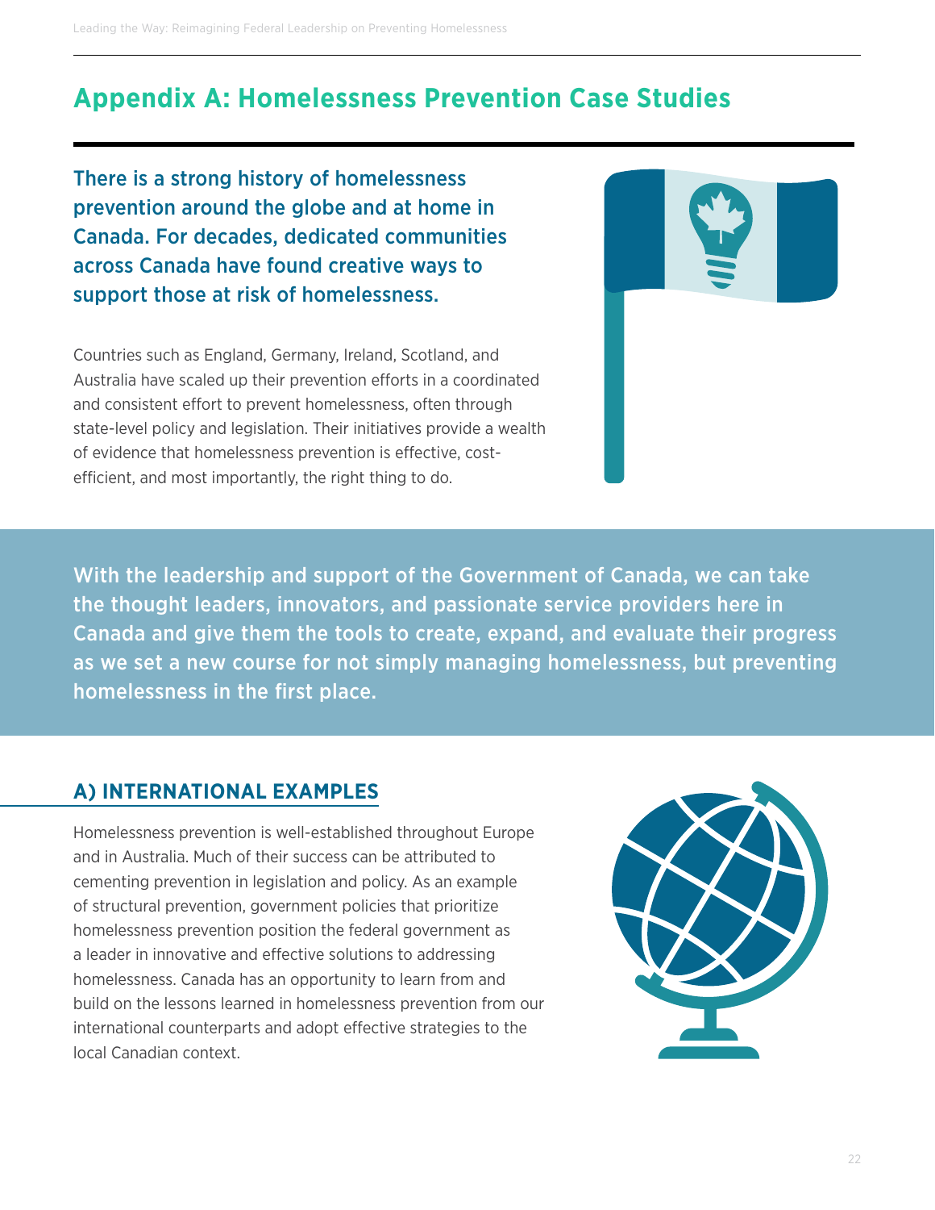# Appendix A: Homelessness Prevention Case Studies

**There is a strong history of homelessness prevention around the globe and at home in Canada. For decades, dedicated communities across Canada have found creative ways to support those at risk of homelessness.**

Countries such as England, Germany, Ireland, Scotland, and Australia have scaled up their prevention efforts in a coordinated and consistent effort to prevent homelessness, often through state-level policy and legislation. Their initiatives provide a wealth of evidence that homelessness prevention is effective, cost-efficient, and most importantly, the right thing to do.

**With the leadership and support of the Government of Canada, we can take the thought leaders, innovators, and passionate service providers here in Canada and give them the tools to create, expand, and evaluate their progress as we set a new course for not simply managing homelessness, but preventing homelessness in the first place.**

## A) INTERNATIONAL EXAMPLES

Homelessness prevention is well-established throughout Europe and in Australia. Much of their success can be attributed to cementing prevention in legislation and policy. As an example of structural prevention, government policies that prioritize homelessness prevention position the federal government as a leader in innovative and effective solutions to addressing homelessness. Canada has an opportunity to learn from and build on the lessons learned in homelessness prevention from our international counterparts and adopt effective strategies to the local Canadian context.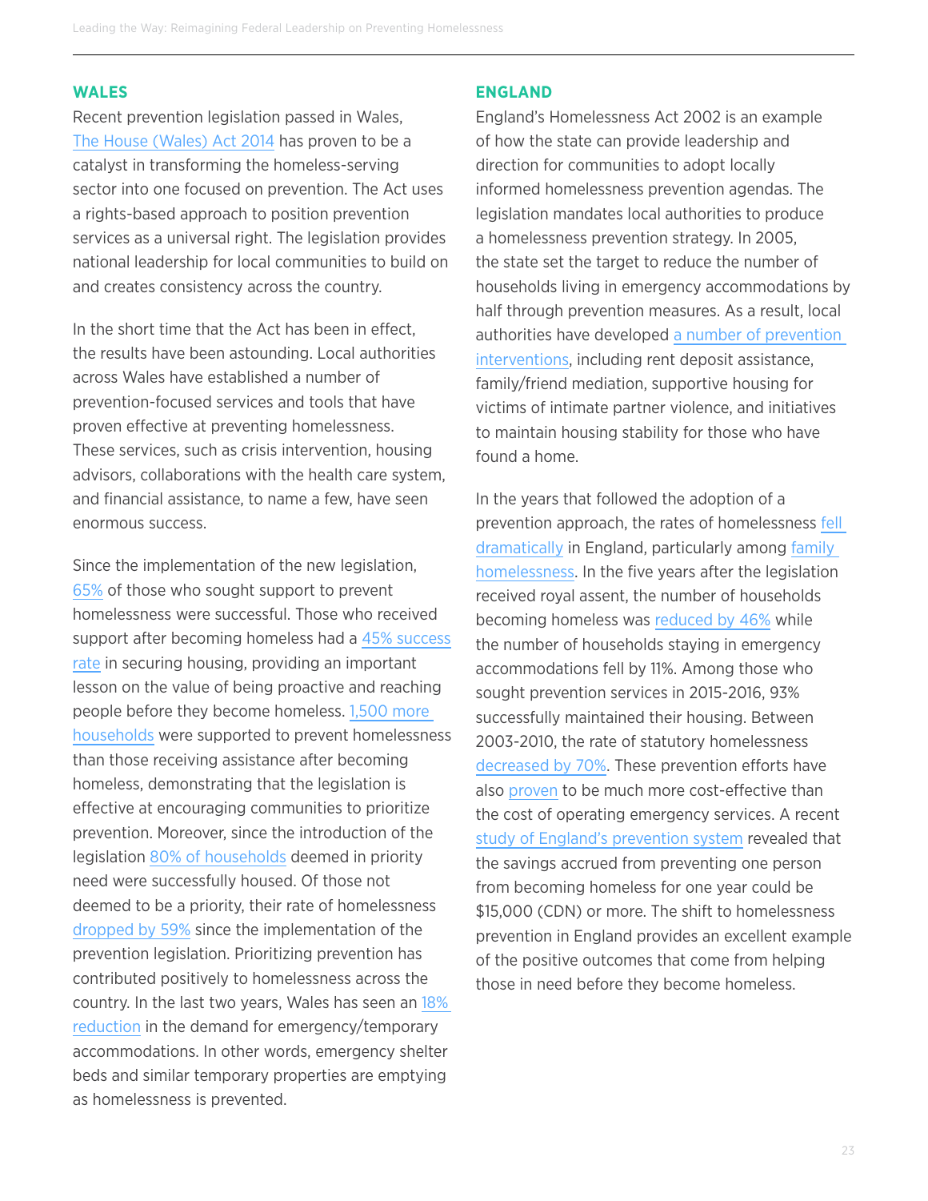## WALES

Recent prevention legislation passed in Wales, The House (Wales) Act 2014 has proven to be a catalyst in transforming the homeless-serving sector into one focused on prevention. The Act uses a rights-based approach to position prevention services as a universal right. The legislation provides national leadership for local communities to build on and creates consistency across the country.

In the short time that the Act has been in effect, the results have been astounding. Local authorities across Wales have established a number of prevention-focused services and tools that have proven effective at preventing homelessness. These services, such as crisis intervention, housing advisors, collaborations with the health care system, and financial assistance, to name a few, have seen enormous success.

Since the implementation of the new legislation, 65% of those who sought support to prevent homelessness were successful. Those who received support after becoming homeless had a 45% success rate in securing housing, providing an important lesson on the value of being proactive and reaching people before they become homeless. 1,500 more households were supported to prevent homelessness than those receiving assistance after becoming homeless, demonstrating that the legislation is effective at encouraging communities to prioritize prevention. Moreover, since the introduction of the legislation 80% of households deemed in priority need were successfully housed. Of those not deemed to be a priority, their rate of homelessness dropped by 59% since the implementation of the prevention legislation. Prioritizing prevention has contributed positively to homelessness across the country. In the last two years, Wales has seen an 18% reduction in the demand for emergency/temporary accommodations. In other words, emergency shelter beds and similar temporary properties are emptying as homelessness is prevented.

## ENGLAND

England's Homelessness Act 2002 is an example of how the state can provide leadership and direction for communities to adopt locally informed homelessness prevention agendas. The legislation mandates local authorities to produce a homelessness prevention strategy. In 2005, the state set the target to reduce the number of households living in emergency accommodations by half through prevention measures. As a result, local authorities have developed a number of prevention interventions, including rent deposit assistance, family/friend mediation, supportive housing for victims of intimate partner violence, and initiatives to maintain housing stability for those who have found a home.

In the years that followed the adoption of a prevention approach, the rates of homelessness fell dramatically in England, particularly among family homelessness. In the five years after the legislation received royal assent, the number of households becoming homeless was reduced by 46% while the number of households staying in emergency accommodations fell by 11%. Among those who sought prevention services in 2015-2016, 93% successfully maintained their housing. Between 2003-2010, the rate of statutory homelessness decreased by 70%. These prevention efforts have also proven to be much more cost-effective than the cost of operating emergency services. A recent study of England's prevention system revealed that the savings accrued from preventing one person from becoming homeless for one year could be $15,000 (CDN) or more. The shift to homelessness prevention in England provides an excellent example of the positive outcomes that come from helping those in need before they become homeless.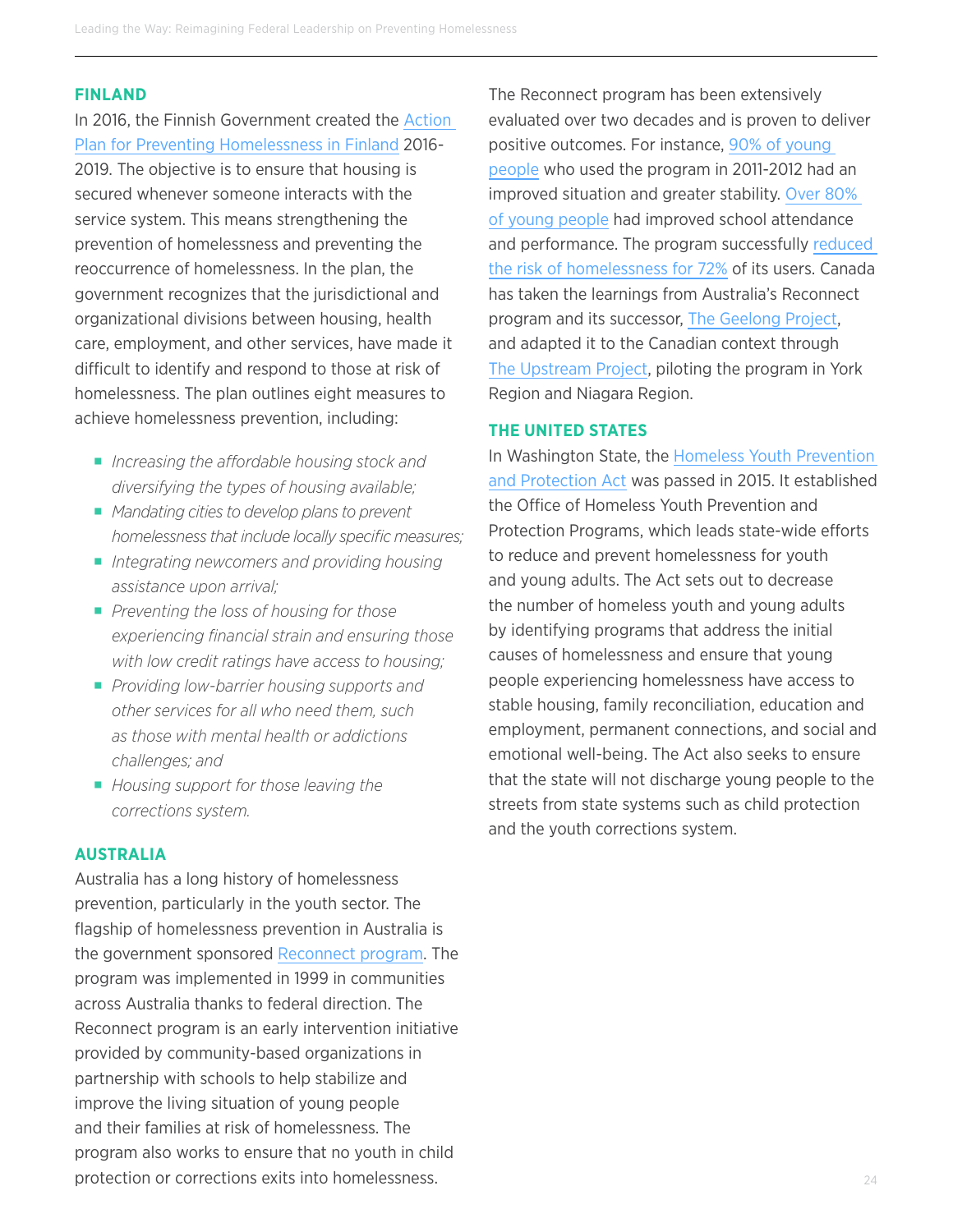## FINLAND

In 2016, the Finnish Government created the Action Plan for Preventing Homelessness in Finland 2016-2019. The objective is to ensure that housing is secured whenever someone interacts with the service system. This means strengthening the prevention of homelessness and preventing the reoccurrence of homelessness. In the plan, the government recognizes that the jurisdictional and organizational divisions between housing, health care, employment, and other services, have made it difficult to identify and respond to those at risk of homelessness. The plan outlines eight measures to achieve homelessness prevention, including:

- *Increasing the affordable housing stock and diversifying the types of housing available;*
- *Mandating cities to develop plans to prevent homelessness that include locally specific measures;*
- *Integrating newcomers and providing housing assistance upon arrival;*
- *Preventing the loss of housing for those experiencing financial strain and ensuring those with low credit ratings have access to housing;*
- *Providing low-barrier housing supports and other services for all who need them, such as those with mental health or addictions challenges; and*
- *Housing support for those leaving the corrections system.*

## AUSTRALIA

Australia has a long history of homelessness prevention, particularly in the youth sector. The flagship of homelessness prevention in Australia is the government sponsored Reconnect program. The program was implemented in 1999 in communities across Australia thanks to federal direction. The Reconnect program is an early intervention initiative provided by community-based organizations in partnership with schools to help stabilize and improve the living situation of young people and their families at risk of homelessness. The program also works to ensure that no youth in child protection or corrections exits into homelessness.

The Reconnect program has been extensively evaluated over two decades and is proven to deliver positive outcomes. For instance, 90% of young people who used the program in 2011-2012 had an improved situation and greater stability. Over 80% of young people had improved school attendance and performance. The program successfully reduced the risk of homelessness for 72% of its users. Canada has taken the learnings from Australia's Reconnect program and its successor, The Geelong Project, and adapted it to the Canadian context through The Upstream Project, piloting the program in York Region and Niagara Region.

## THE UNITED STATES

In Washington State, the Homeless Youth Prevention and Protection Act was passed in 2015. It established the Office of Homeless Youth Prevention and Protection Programs, which leads state-wide efforts to reduce and prevent homelessness for youth and young adults. The Act sets out to decrease the number of homeless youth and young adults by identifying programs that address the initial causes of homelessness and ensure that young people experiencing homelessness have access to stable housing, family reconciliation, education and employment, permanent connections, and social and emotional well-being. The Act also seeks to ensure that the state will not discharge young people to the streets from state systems such as child protection and the youth corrections system.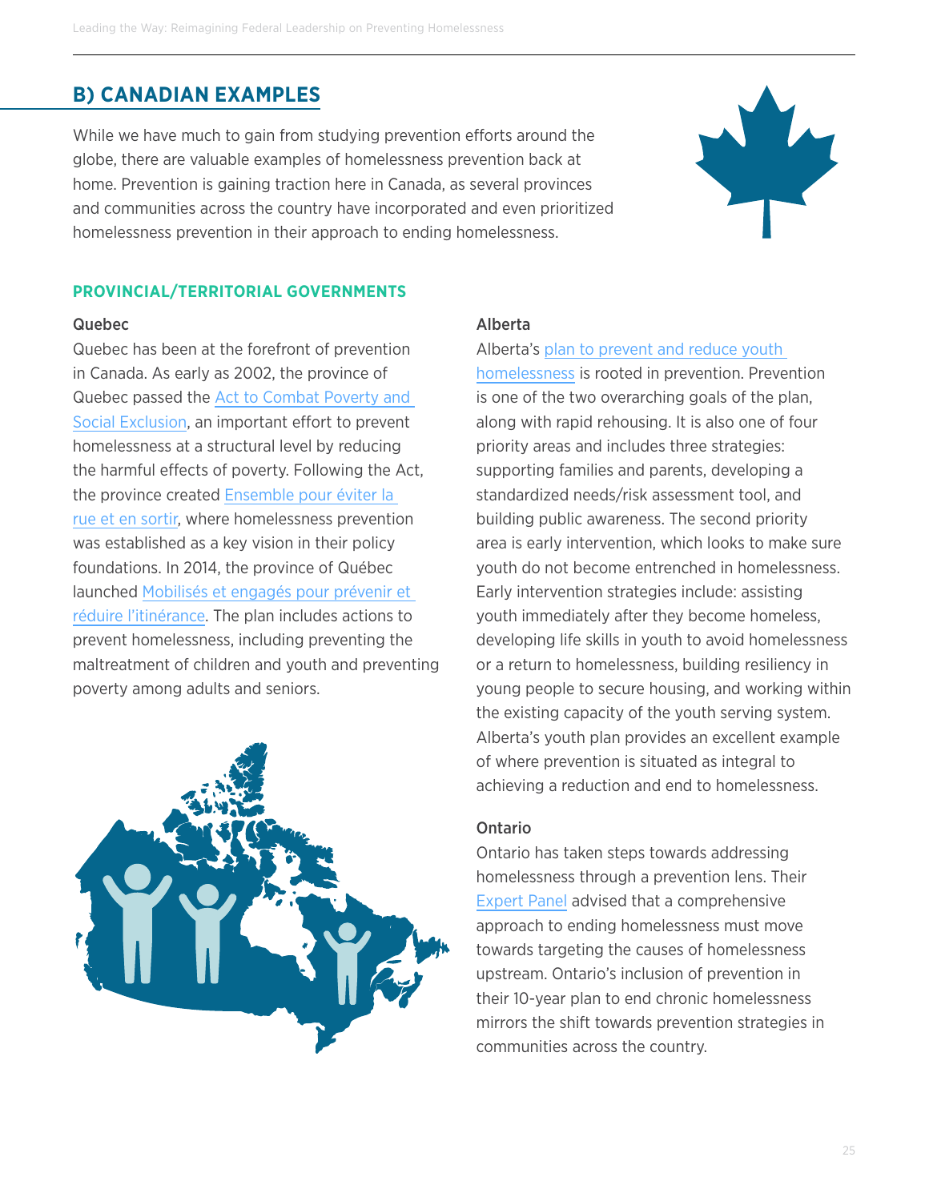## B) CANADIAN EXAMPLES

While we have much to gain from studying prevention efforts around the globe, there are valuable examples of homelessness prevention back at home. Prevention is gaining traction here in Canada, as several provinces and communities across the country have incorporated and even prioritized homelessness prevention in their approach to ending homelessness.

### PROVINCIAL/TERRITORIAL GOVERNMENTS

#### Quebec

Quebec has been at the forefront of prevention in Canada. As early as 2002, the province of Quebec passed the Act to Combat Poverty and Social Exclusion, an important effort to prevent homelessness at a structural level by reducing the harmful effects of poverty. Following the Act, the province created Ensemble pour éviter la rue et en sortir, where homelessness prevention was established as a key vision in their policy foundations. In 2014, the province of Québec launched Mobilisés et engagés pour prévenir et réduire l'itinérance. The plan includes actions to prevent homelessness, including preventing the maltreatment of children and youth and preventing poverty among adults and seniors.

#### Alberta

Alberta's plan to prevent and reduce youth homelessness is rooted in prevention. Prevention is one of the two overarching goals of the plan, along with rapid rehousing. It is also one of four priority areas and includes three strategies: supporting families and parents, developing a standardized needs/risk assessment tool, and building public awareness. The second priority area is early intervention, which looks to make sure youth do not become entrenched in homelessness. Early intervention strategies include: assisting youth immediately after they become homeless, developing life skills in youth to avoid homelessness or a return to homelessness, building resiliency in young people to secure housing, and working within the existing capacity of the youth serving system. Alberta's youth plan provides an excellent example of where prevention is situated as integral to achieving a reduction and end to homelessness.

#### Ontario

Ontario has taken steps towards addressing homelessness through a prevention lens. Their Expert Panel advised that a comprehensive approach to ending homelessness must move towards targeting the causes of homelessness upstream. Ontario's inclusion of prevention in their 10-year plan to end chronic homelessness mirrors the shift towards prevention strategies in communities across the country.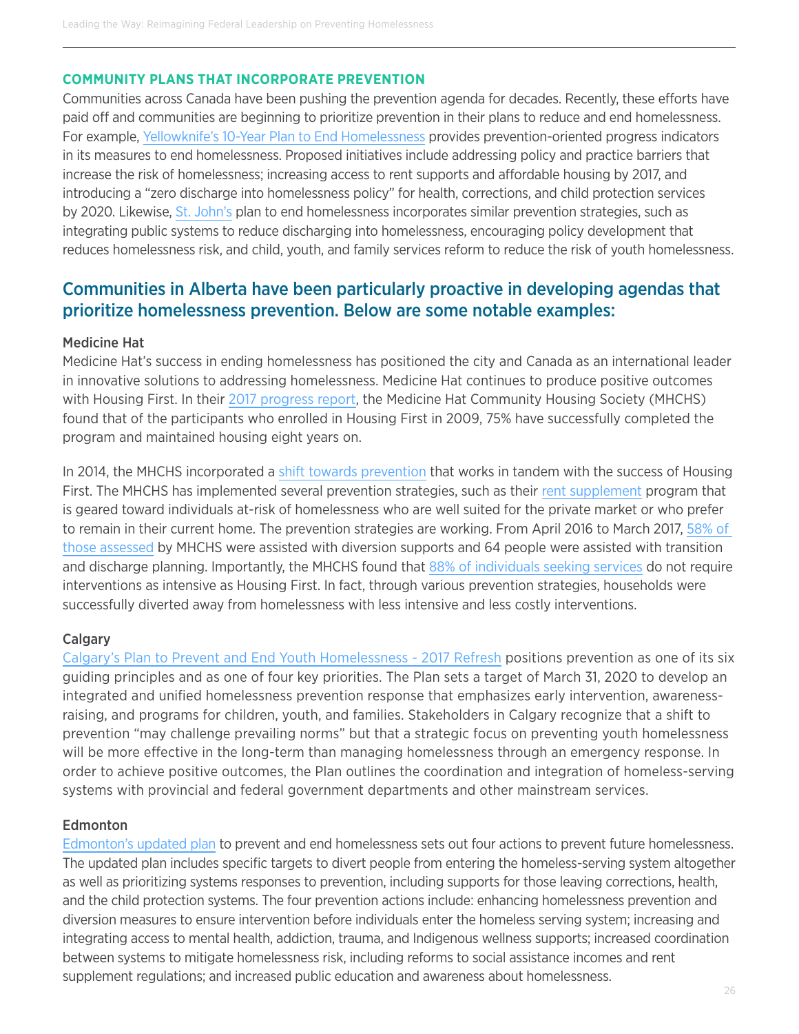### COMMUNITY PLANS THAT INCORPORATE PREVENTION

Communities across Canada have been pushing the prevention agenda for decades. Recently, these efforts have paid off and communities are beginning to prioritize prevention in their plans to reduce and end homelessness. For example, Yellowknife's 10-Year Plan to End Homelessness provides prevention-oriented progress indicators in its measures to end homelessness. Proposed initiatives include addressing policy and practice barriers that increase the risk of homelessness; increasing access to rent supports and affordable housing by 2017, and introducing a "zero discharge into homelessness policy" for health, corrections, and child protection services by 2020. Likewise, St. John's plan to end homelessness incorporates similar prevention strategies, such as integrating public systems to reduce discharging into homelessness, encouraging policy development that reduces homelessness risk, and child, youth, and family services reform to reduce the risk of youth homelessness.

## Communities in Alberta have been particularly proactive in developing agendas that prioritize homelessness prevention. Below are some notable examples:

#### Medicine Hat

Medicine Hat's success in ending homelessness has positioned the city and Canada as an international leader in innovative solutions to addressing homelessness. Medicine Hat continues to produce positive outcomes with Housing First. In their 2017 progress report, the Medicine Hat Community Housing Society (MHCHS) found that of the participants who enrolled in Housing First in 2009, 75% have successfully completed the program and maintained housing eight years on.

In 2014, the MHCHS incorporated a shift towards prevention that works in tandem with the success of Housing First. The MHCHS has implemented several prevention strategies, such as their rent supplement program that is geared toward individuals at-risk of homelessness who are well suited for the private market or who prefer to remain in their current home. The prevention strategies are working. From April 2016 to March 2017, 58% of those assessed by MHCHS were assisted with diversion supports and 64 people were assisted with transition and discharge planning. Importantly, the MHCHS found that 88% of individuals seeking services do not require interventions as intensive as Housing First. In fact, through various prevention strategies, households were successfully diverted away from homelessness with less intensive and less costly interventions.

#### Calgary

Calgary's Plan to Prevent and End Youth Homelessness - 2017 Refresh positions prevention as one of its six guiding principles and as one of four key priorities. The Plan sets a target of March 31, 2020 to develop an integrated and unified homelessness prevention response that emphasizes early intervention, awareness-raising, and programs for children, youth, and families. Stakeholders in Calgary recognize that a shift to prevention "may challenge prevailing norms" but that a strategic focus on preventing youth homelessness will be more effective in the long-term than managing homelessness through an emergency response. In order to achieve positive outcomes, the Plan outlines the coordination and integration of homeless-serving systems with provincial and federal government departments and other mainstream services.

#### Edmonton

Edmonton's updated plan to prevent and end homelessness sets out four actions to prevent future homelessness. The updated plan includes specific targets to divert people from entering the homeless-serving system altogether as well as prioritizing systems responses to prevention, including supports for those leaving corrections, health, and the child protection systems. The four prevention actions include: enhancing homelessness prevention and diversion measures to ensure intervention before individuals enter the homeless serving system; increasing and integrating access to mental health, addiction, trauma, and Indigenous wellness supports; increased coordination between systems to mitigate homelessness risk, including reforms to social assistance incomes and rent supplement regulations; and increased public education and awareness about homelessness.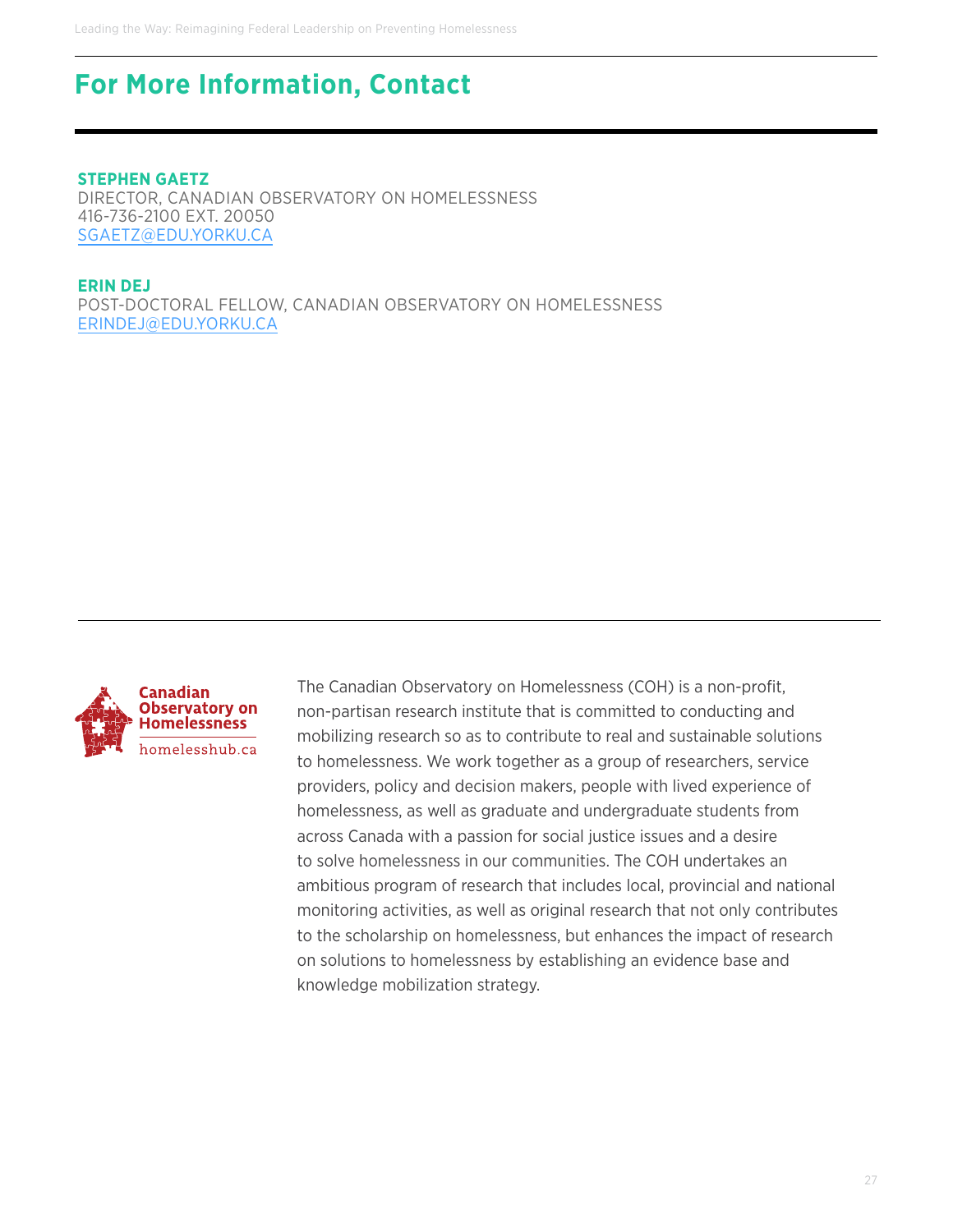## For More Information, Contact

**STEPHEN GAETZ**
DIRECTOR, CANADIAN OBSERVATORY ON HOMELESSNESS
416-736-2100 EXT. 20050
SGAETZ@EDU.YORKU.CA

**ERIN DEJ**
POST-DOCTORAL FELLOW, CANADIAN OBSERVATORY ON HOMELESSNESS
ERINDEJ@EDU.YORKU.CA

Canadian Observatory on Homelessness
homelesshub.ca

The Canadian Observatory on Homelessness (COH) is a non-profit, non-partisan research institute that is committed to conducting and mobilizing research so as to contribute to real and sustainable solutions to homelessness. We work together as a group of researchers, service providers, policy and decision makers, people with lived experience of homelessness, as well as graduate and undergraduate students from across Canada with a passion for social justice issues and a desire to solve homelessness in our communities. The COH undertakes an ambitious program of research that includes local, provincial and national monitoring activities, as well as original research that not only contributes to the scholarship on homelessness, but enhances the impact of research on solutions to homelessness by establishing an evidence base and knowledge mobilization strategy.